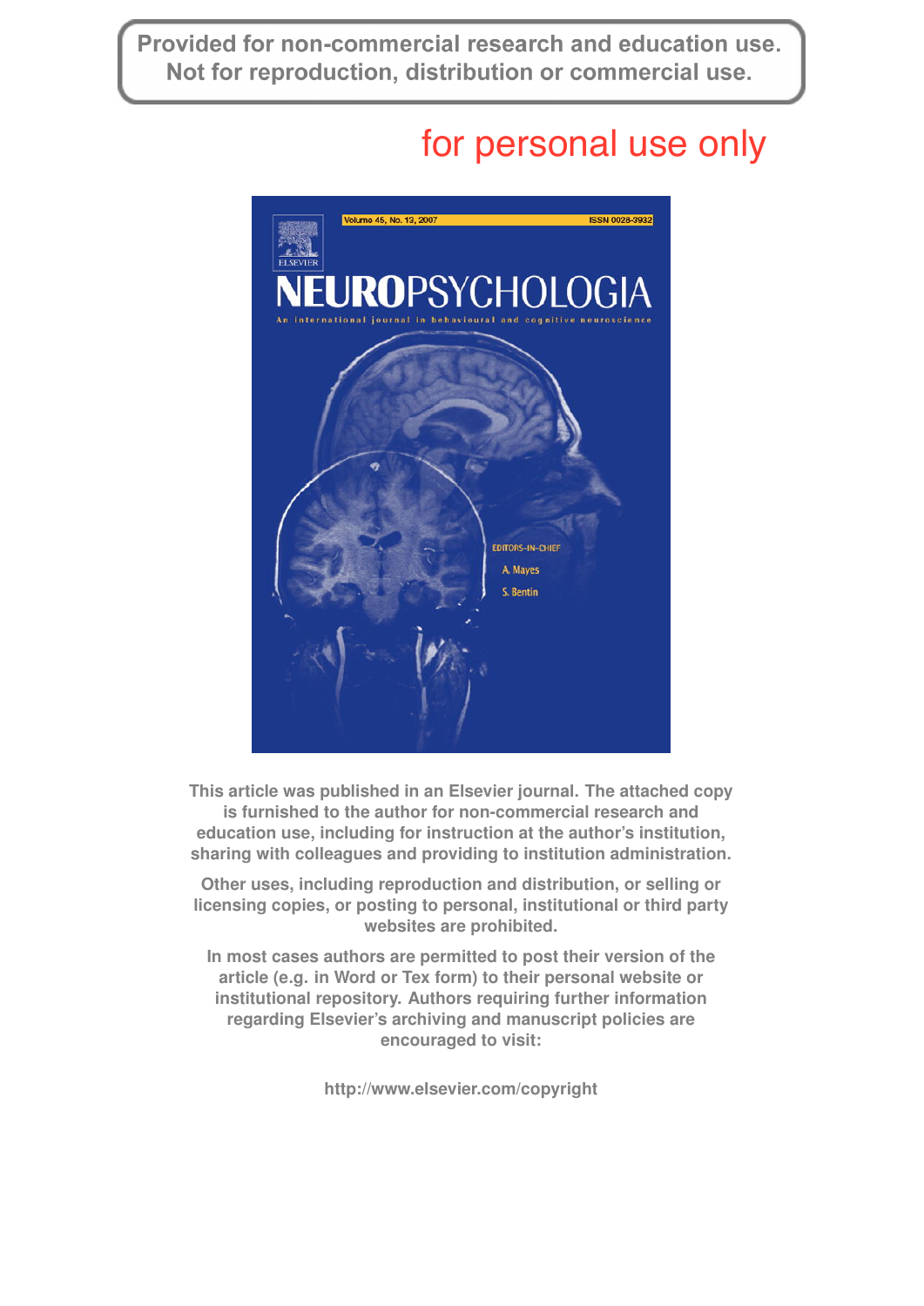Provided for non-commercial research and education use.
Not for reproduction, distribution or commercial use.

for personal use only

Volume 45, No. 13, 2007

ISSN 0028-3932

ELSEVIER

# NEUROPSYCHOLOGIA

An international journal in behavioural and cognitive neuroscience

EDITORS-IN-CHIEF

A. Mayes

S. Bentin

This article was published in an Elsevier journal. The attached copy is furnished to the author for non-commercial research and education use, including for instruction at the author's institution, sharing with colleagues and providing to institution administration.

Other uses, including reproduction and distribution, or selling or licensing copies, or posting to personal, institutional or third party websites are prohibited.

In most cases authors are permitted to post their version of the article (e.g. in Word or Tex form) to their personal website or institutional repository. Authors requiring further information regarding Elsevier's archiving and manuscript policies are encouraged to visit:

http://www.elsevier.com/copyright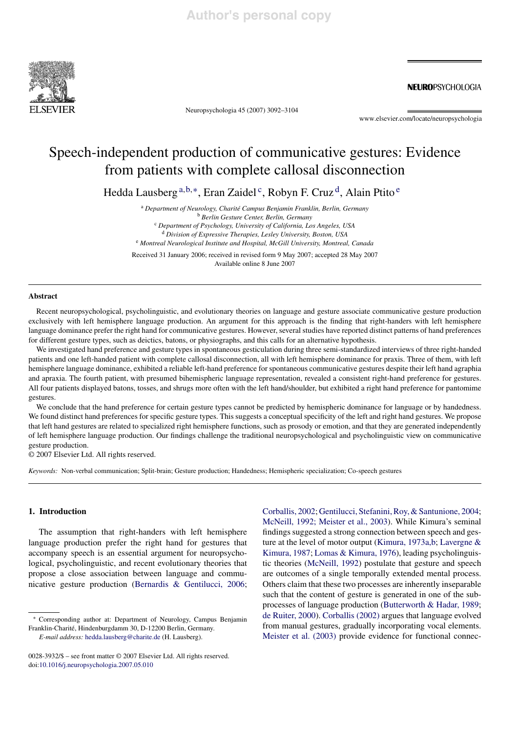# Speech-independent production of communicative gestures: Evidence from patients with complete callosal disconnection

Hedda Lausberg [a,b,*], Eran Zaidel [c], Robyn F. Cruz [d], Alain Ptito [e]

[a] *Department of Neurology, Charité Campus Benjamin Franklin, Berlin, Germany*
[b] *Berlin Gesture Center, Berlin, Germany*
[c] *Department of Psychology, University of California, Los Angeles, USA*
[d] *Division of Expressive Therapies, Lesley University, Boston, USA*
[e] *Montreal Neurological Institute and Hospital, McGill University, Montreal, Canada*

Received 31 January 2006; received in revised form 9 May 2007; accepted 28 May 2007
Available online 8 June 2007

## Abstract

Recent neuropsychological, psycholinguistic, and evolutionary theories on language and gesture associate communicative gesture production exclusively with left hemisphere language production. An argument for this approach is the finding that right-handers with left hemisphere language dominance prefer the right hand for communicative gestures. However, several studies have reported distinct patterns of hand preferences for different gesture types, such as deictics, batons, or physiographs, and this calls for an alternative hypothesis.

We investigated hand preference and gesture types in spontaneous gesticulation during three semi-standardized interviews of three right-handed patients and one left-handed patient with complete callosal disconnection, all with left hemisphere dominance for praxis. Three of them, with left hemisphere language dominance, exhibited a reliable left-hand preference for spontaneous communicative gestures despite their left hand agraphia and apraxia. The fourth patient, with presumed bihemispheric language representation, revealed a consistent right-hand preference for gestures. All four patients displayed batons, tosses, and shrugs more often with the left hand/shoulder, but exhibited a right hand preference for pantomime gestures.

We conclude that the hand preference for certain gesture types cannot be predicted by hemispheric dominance for language or by handedness. We found distinct hand preferences for specific gesture types. This suggests a conceptual specificity of the left and right hand gestures. We propose that left hand gestures are related to specialized right hemisphere functions, such as prosody or emotion, and that they are generated independently of left hemisphere language production. Our findings challenge the traditional neuropsychological and psycholinguistic view on communicative gesture production.

© 2007 Elsevier Ltd. All rights reserved.

*Keywords:* Non-verbal communication; Split-brain; Gesture production; Handedness; Hemispheric specialization; Co-speech gestures

## 1. Introduction

The assumption that right-handers with left hemisphere language production prefer the right hand for gestures that accompany speech is an essential argument for neuropsychological, psycholinguistic, and recent evolutionary theories that propose a close association between language and communicative gesture production (Bernardis & Gentilucci, 2006; Corballis, 2002; Gentilucci, Stefanini, Roy, & Santunione, 2004; McNeill, 1992; Meister et al., 2003). While Kimura's seminal findings suggested a strong connection between speech and gesture at the level of motor output (Kimura, 1973a,b; Lavergne & Kimura, 1987; Lomas & Kimura, 1976), leading psycholinguistic theories (McNeill, 1992) postulate that gesture and speech are outcomes of a single temporally extended mental process. Others claim that these two processes are inherently inseparable such that the content of gesture is generated in one of the subprocesses of language production (Butterworth & Hadar, 1989; de Ruiter, 2000). Corballis (2002) argues that language evolved from manual gestures, gradually incorporating vocal elements. Meister et al. (2003) provide evidence for functional connec-

* Corresponding author at: Department of Neurology, Campus Benjamin Franklin-Charité, Hindenburgdamm 30, D-12200 Berlin, Germany.
*E-mail address:* hedda.lausberg@charite.de (H. Lausberg).

0028-3932/$ – see front matter © 2007 Elsevier Ltd. All rights reserved.
doi:10.1016/j.neuropsychologia.2007.05.010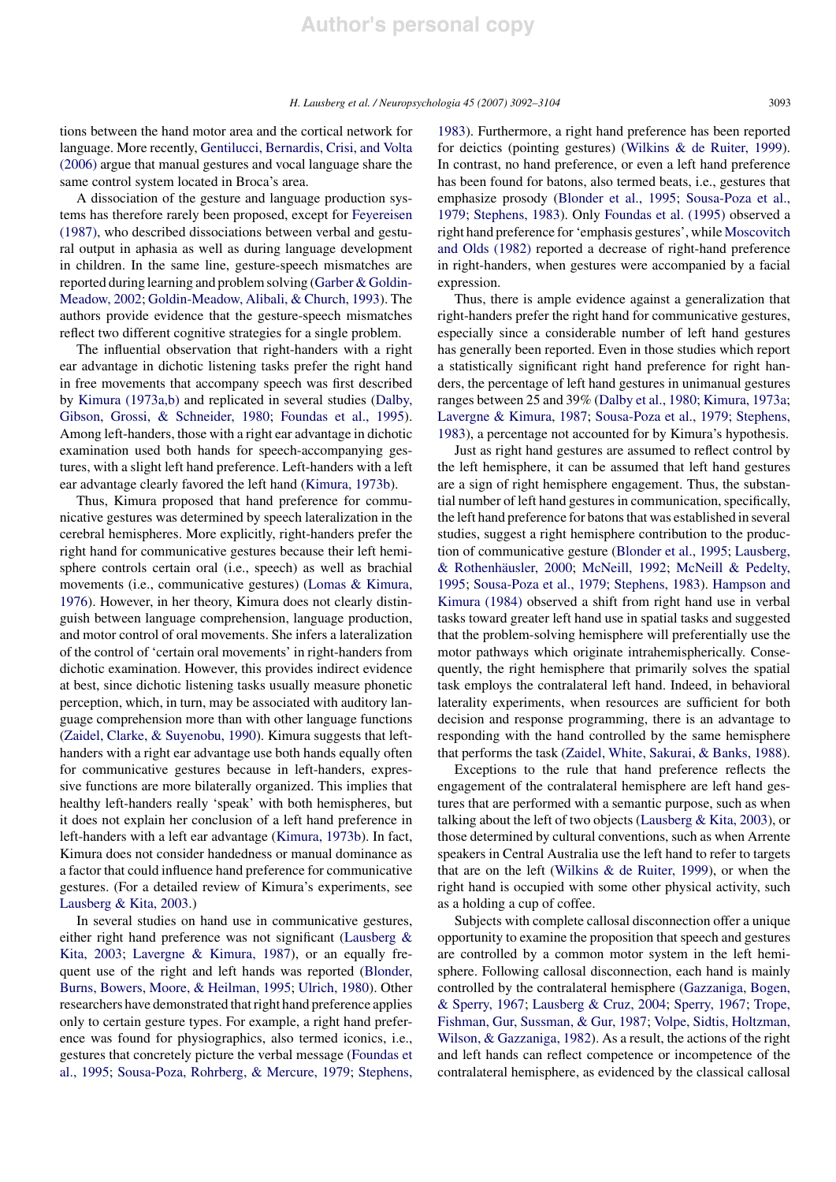tions between the hand motor area and the cortical network for language. More recently, Gentilucci, Bernardis, Crisi, and Volta (2006) argue that manual gestures and vocal language share the same control system located in Broca's area.

A dissociation of the gesture and language production systems has therefore rarely been proposed, except for Feyereisen (1987), who described dissociations between verbal and gestural output in aphasia as well as during language development in children. In the same line, gesture-speech mismatches are reported during learning and problem solving (Garber & Goldin-Meadow, 2002; Goldin-Meadow, Alibali, & Church, 1993). The authors provide evidence that the gesture-speech mismatches reflect two different cognitive strategies for a single problem.

The influential observation that right-handers with a right ear advantage in dichotic listening tasks prefer the right hand in free movements that accompany speech was first described by Kimura (1973a,b) and replicated in several studies (Dalby, Gibson, Grossi, & Schneider, 1980; Foundas et al., 1995). Among left-handers, those with a right ear advantage in dichotic examination used both hands for speech-accompanying gestures, with a slight left hand preference. Left-handers with a left ear advantage clearly favored the left hand (Kimura, 1973b).

Thus, Kimura proposed that hand preference for communicative gestures was determined by speech lateralization in the cerebral hemispheres. More explicitly, right-handers prefer the right hand for communicative gestures because their left hemisphere controls certain oral (i.e., speech) as well as brachial movements (i.e., communicative gestures) (Lomas & Kimura, 1976). However, in her theory, Kimura does not clearly distinguish between language comprehension, language production, and motor control of oral movements. She infers a lateralization of the control of 'certain oral movements' in right-handers from dichotic examination. However, this provides indirect evidence at best, since dichotic listening tasks usually measure phonetic perception, which, in turn, may be associated with auditory language comprehension more than with other language functions (Zaidel, Clarke, & Suyenobu, 1990). Kimura suggests that left-handers with a right ear advantage use both hands equally often for communicative gestures because in left-handers, expressive functions are more bilaterally organized. This implies that healthy left-handers really 'speak' with both hemispheres, but it does not explain her conclusion of a left hand preference in left-handers with a left ear advantage (Kimura, 1973b). In fact, Kimura does not consider handedness or manual dominance as a factor that could influence hand preference for communicative gestures. (For a detailed review of Kimura's experiments, see Lausberg & Kita, 2003.)

In several studies on hand use in communicative gestures, either right hand preference was not significant (Lausberg & Kita, 2003; Lavergne & Kimura, 1987), or an equally frequent use of the right and left hands was reported (Blonder, Burns, Bowers, Moore, & Heilman, 1995; Ulrich, 1980). Other researchers have demonstrated that right hand preference applies only to certain gesture types. For example, a right hand preference was found for physiographics, also termed iconics, i.e., gestures that concretely picture the verbal message (Foundas et al., 1995; Sousa-Poza, Rohrberg, & Mercure, 1979; Stephens, 1983). Furthermore, a right hand preference has been reported for deictics (pointing gestures) (Wilkins & de Ruiter, 1999). In contrast, no hand preference, or even a left hand preference has been found for batons, also termed beats, i.e., gestures that emphasize prosody (Blonder et al., 1995; Sousa-Poza et al., 1979; Stephens, 1983). Only Foundas et al. (1995) observed a right hand preference for 'emphasis gestures', while Moscovitch and Olds (1982) reported a decrease of right-hand preference in right-handers, when gestures were accompanied by a facial expression.

Thus, there is ample evidence against a generalization that right-handers prefer the right hand for communicative gestures, especially since a considerable number of left hand gestures has generally been reported. Even in those studies which report a statistically significant right hand preference for right handers, the percentage of left hand gestures in unimanual gestures ranges between 25 and 39% (Dalby et al., 1980; Kimura, 1973a; Lavergne & Kimura, 1987; Sousa-Poza et al., 1979; Stephens, 1983), a percentage not accounted for by Kimura's hypothesis.

Just as right hand gestures are assumed to reflect control by the left hemisphere, it can be assumed that left hand gestures are a sign of right hemisphere engagement. Thus, the substantial number of left hand gestures in communication, specifically, the left hand preference for batons that was established in several studies, suggest a right hemisphere contribution to the production of communicative gesture (Blonder et al., 1995; Lausberg, & Rothenhäusler, 2000; McNeill, 1992; McNeill & Pedelty, 1995; Sousa-Poza et al., 1979; Stephens, 1983). Hampson and Kimura (1984) observed a shift from right hand use in verbal tasks toward greater left hand use in spatial tasks and suggested that the problem-solving hemisphere will preferentially use the motor pathways which originate intrahemispherically. Consequently, the right hemisphere that primarily solves the spatial task employs the contralateral left hand. Indeed, in behavioral laterality experiments, when resources are sufficient for both decision and response programming, there is an advantage to responding with the hand controlled by the same hemisphere that performs the task (Zaidel, White, Sakurai, & Banks, 1988).

Exceptions to the rule that hand preference reflects the engagement of the contralateral hemisphere are left hand gestures that are performed with a semantic purpose, such as when talking about the left of two objects (Lausberg & Kita, 2003), or those determined by cultural conventions, such as when Arrente speakers in Central Australia use the left hand to refer to targets that are on the left (Wilkins & de Ruiter, 1999), or when the right hand is occupied with some other physical activity, such as a holding a cup of coffee.

Subjects with complete callosal disconnection offer a unique opportunity to examine the proposition that speech and gestures are controlled by a common motor system in the left hemisphere. Following callosal disconnection, each hand is mainly controlled by the contralateral hemisphere (Gazzaniga, Bogen, & Sperry, 1967; Lausberg & Cruz, 2004; Sperry, 1967; Trope, Fishman, Gur, Sussman, & Gur, 1987; Volpe, Sidtis, Holtzman, Wilson, & Gazzaniga, 1982). As a result, the actions of the right and left hands can reflect competence or incompetence of the contralateral hemisphere, as evidenced by the classical callosal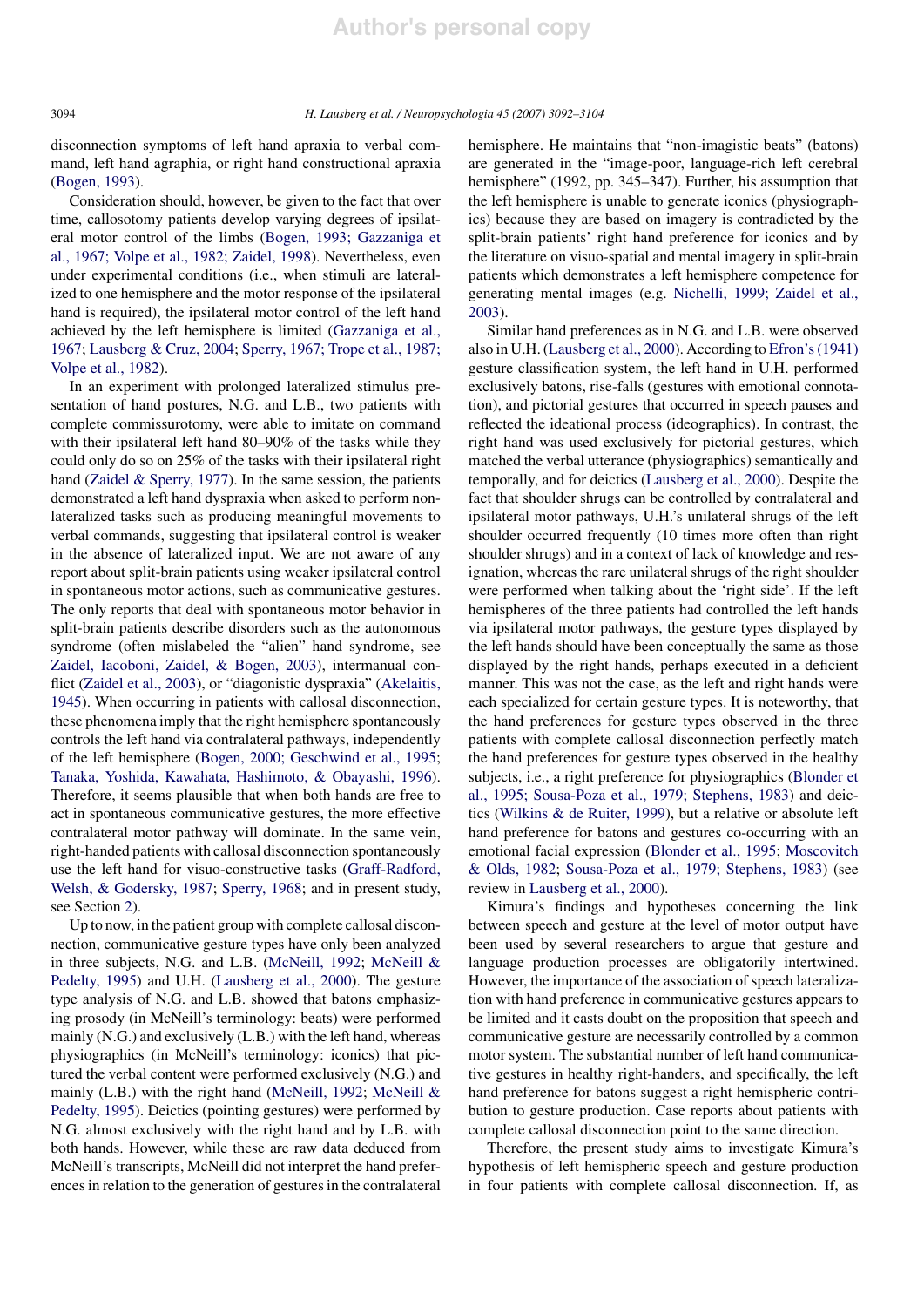disconnection symptoms of left hand apraxia to verbal command, left hand agraphia, or right hand constructional apraxia (Bogen, 1993).

Consideration should, however, be given to the fact that over time, callosotomy patients develop varying degrees of ipsilateral motor control of the limbs (Bogen, 1993; Gazzaniga et al., 1967; Volpe et al., 1982; Zaidel, 1998). Nevertheless, even under experimental conditions (i.e., when stimuli are lateralized to one hemisphere and the motor response of the ipsilateral hand is required), the ipsilateral motor control of the left hand achieved by the left hemisphere is limited (Gazzaniga et al., 1967; Lausberg & Cruz, 2004; Sperry, 1967; Trope et al., 1987; Volpe et al., 1982).

In an experiment with prolonged lateralized stimulus presentation of hand postures, N.G. and L.B., two patients with complete commissurotomy, were able to imitate on command with their ipsilateral left hand 80–90% of the tasks while they could only do so on 25% of the tasks with their ipsilateral right hand (Zaidel & Sperry, 1977). In the same session, the patients demonstrated a left hand dyspraxia when asked to perform non-lateralized tasks such as producing meaningful movements to verbal commands, suggesting that ipsilateral control is weaker in the absence of lateralized input. We are not aware of any report about split-brain patients using weaker ipsilateral control in spontaneous motor actions, such as communicative gestures. The only reports that deal with spontaneous motor behavior in split-brain patients describe disorders such as the autonomous syndrome (often mislabeled the "alien" hand syndrome, see Zaidel, Iacoboni, Zaidel, & Bogen, 2003), intermanual conflict (Zaidel et al., 2003), or "diagonistic dyspraxia" (Akelaitis, 1945). When occurring in patients with callosal disconnection, these phenomena imply that the right hemisphere spontaneously controls the left hand via contralateral pathways, independently of the left hemisphere (Bogen, 2000; Geschwind et al., 1995; Tanaka, Yoshida, Kawahata, Hashimoto, & Obayashi, 1996). Therefore, it seems plausible that when both hands are free to act in spontaneous communicative gestures, the more effective contralateral motor pathway will dominate. In the same vein, right-handed patients with callosal disconnection spontaneously use the left hand for visuo-constructive tasks (Graff-Radford, Welsh, & Godersky, 1987; Sperry, 1968; and in present study, see Section 2).

Up to now, in the patient group with complete callosal disconnection, communicative gesture types have only been analyzed in three subjects, N.G. and L.B. (McNeill, 1992; McNeill & Pedelty, 1995) and U.H. (Lausberg et al., 2000). The gesture type analysis of N.G. and L.B. showed that batons emphasizing prosody (in McNeill's terminology: beats) were performed mainly (N.G.) and exclusively (L.B.) with the left hand, whereas physiographics (in McNeill's terminology: iconics) that pictured the verbal content were performed exclusively (N.G.) and mainly (L.B.) with the right hand (McNeill, 1992; McNeill & Pedelty, 1995). Deictics (pointing gestures) were performed by N.G. almost exclusively with the right hand and by L.B. with both hands. However, while these are raw data deduced from McNeill's transcripts, McNeill did not interpret the hand preferences in relation to the generation of gestures in the contralateral hemisphere. He maintains that "non-imagistic beats" (batons) are generated in the "image-poor, language-rich left cerebral hemisphere" (1992, pp. 345–347). Further, his assumption that the left hemisphere is unable to generate iconics (physiographics) because they are based on imagery is contradicted by the split-brain patients' right hand preference for iconics and by the literature on visuo-spatial and mental imagery in split-brain patients which demonstrates a left hemisphere competence for generating mental images (e.g. Nichelli, 1999; Zaidel et al., 2003).

Similar hand preferences as in N.G. and L.B. were observed also in U.H. (Lausberg et al., 2000). According to Efron's (1941) gesture classification system, the left hand in U.H. performed exclusively batons, rise-falls (gestures with emotional connotation), and pictorial gestures that occurred in speech pauses and reflected the ideational process (ideographics). In contrast, the right hand was used exclusively for pictorial gestures, which matched the verbal utterance (physiographics) semantically and temporally, and for deictics (Lausberg et al., 2000). Despite the fact that shoulder shrugs can be controlled by contralateral and ipsilateral motor pathways, U.H.'s unilateral shrugs of the left shoulder occurred frequently (10 times more often than right shoulder shrugs) and in a context of lack of knowledge and resignation, whereas the rare unilateral shrugs of the right shoulder were performed when talking about the 'right side'. If the left hemispheres of the three patients had controlled the left hands via ipsilateral motor pathways, the gesture types displayed by the left hands should have been conceptually the same as those displayed by the right hands, perhaps executed in a deficient manner. This was not the case, as the left and right hands were each specialized for certain gesture types. It is noteworthy, that the hand preferences for gesture types observed in the three patients with complete callosal disconnection perfectly match the hand preferences for gesture types observed in the healthy subjects, i.e., a right preference for physiographics (Blonder et al., 1995; Sousa-Poza et al., 1979; Stephens, 1983) and deictics (Wilkins & de Ruiter, 1999), but a relative or absolute left hand preference for batons and gestures co-occurring with an emotional facial expression (Blonder et al., 1995; Moscovitch & Olds, 1982; Sousa-Poza et al., 1979; Stephens, 1983) (see review in Lausberg et al., 2000).

Kimura's findings and hypotheses concerning the link between speech and gesture at the level of motor output have been used by several researchers to argue that gesture and language production processes are obligatorily intertwined. However, the importance of the association of speech lateralization with hand preference in communicative gestures appears to be limited and it casts doubt on the proposition that speech and communicative gesture are necessarily controlled by a common motor system. The substantial number of left hand communicative gestures in healthy right-handers, and specifically, the left hand preference for batons suggest a right hemispheric contribution to gesture production. Case reports about patients with complete callosal disconnection point to the same direction.

Therefore, the present study aims to investigate Kimura's hypothesis of left hemispheric speech and gesture production in four patients with complete callosal disconnection. If, as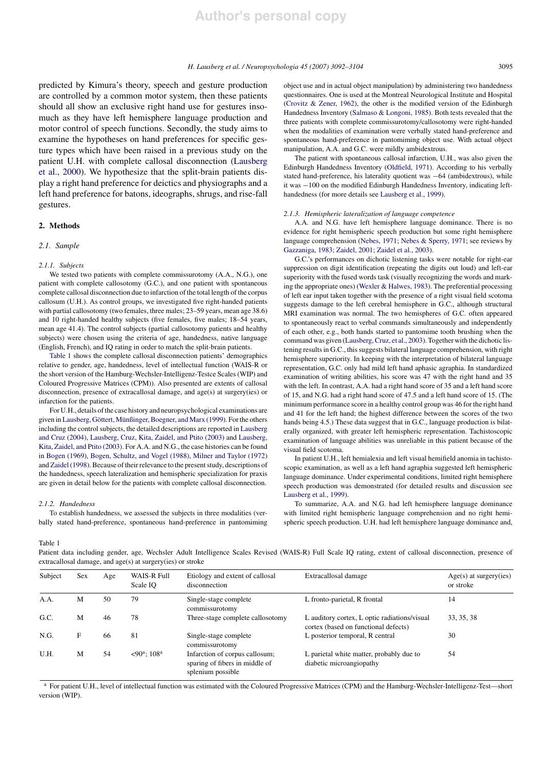predicted by Kimura's theory, speech and gesture production are controlled by a common motor system, then these patients should all show an exclusive right hand use for gestures insomuch as they have left hemisphere language production and motor control of speech functions. Secondly, the study aims to examine the hypotheses on hand preferences for specific gesture types which have been raised in a previous study on the patient U.H. with complete callosal disconnection (Lausberg et al., 2000). We hypothesize that the split-brain patients display a right hand preference for deictics and physiographs and a left hand preference for batons, ideographs, shrugs, and rise-fall gestures.

## 2. Methods

### 2.1. Sample

#### 2.1.1. Subjects

We tested two patients with complete commissurotomy (A.A., N.G.), one patient with complete callosotomy (G.C.), and one patient with spontaneous complete callosal disconnection due to infarction of the total length of the corpus callosum (U.H.). As control groups, we investigated five right-handed patients with partial callosotomy (two females, three males; 23–59 years, mean age 38.6) and 10 right-handed healthy subjects (five females, five males; 18–54 years, mean age 41.4). The control subjects (partial callosotomy patients and healthy subjects) were chosen using the criteria of age, handedness, native language (English, French), and IQ rating in order to match the split-brain patients.

Table 1 shows the complete callosal disconnection patients' demographics relative to gender, age, handedness, level of intellectual function (WAIS-R or the short version of the Hamburg-Wechsler-Intelligenz-Testce Scales (WIP) and Coloured Progressive Matrices (CPM)). Also presented are extents of callosal disconnection, presence of extracallosal damage, and age(s) at surgery(ies) or infarction for the patients.

For U.H., details of the case history and neuropsychological examinations are given in Lausberg, Göttert, Münßinger, Boegner, and Marx (1999). For the others including the control subjects, the detailed descriptions are reported in Lausberg and Cruz (2004), Lausberg, Cruz, Kita, Zaidel, and Ptito (2003) and Lausberg, Kita, Zaidel, and Ptito (2003). For A.A. and N.G., the case histories can be found in Bogen (1969), Bogen, Schultz, and Vogel (1988), Milner and Taylor (1972) and Zaidel (1998). Because of their relevance to the present study, descriptions of the handedness, speech lateralization and hemispheric specialization for praxis are given in detail below for the patients with complete callosal disconnection.

#### 2.1.2. Handedness

To establish handedness, we assessed the subjects in three modalities (verbally stated hand-preference, spontaneous hand-preference in pantomiming object use and in actual object manipulation) by administering two handedness questionnaires. One is used at the Montreal Neurological Institute and Hospital (Crovitz & Zener, 1962), the other is the modified version of the Edinburgh Handedness Inventory (Salmaso & Longoni, 1985). Both tests revealed that the three patients with complete commissurotomy/callosotomy were right-handed when the modalities of examination were verbally stated hand-preference and spontaneous hand-preference in pantomiming object use. With actual object manipulation, A.A. and G.C. were mildly ambidextrous.

The patient with spontaneous callosal infarction, U.H., was also given the Edinburgh Handedness Inventory (Oldfield, 1971). According to his verbally stated hand-preference, his laterality quotient was −64 (ambidextrous), while it was −100 on the modified Edinburgh Handedness Inventory, indicating left-handedness (for more details see Lausberg et al., 1999).

#### 2.1.3. Hemispheric lateralization of language competence

A.A. and N.G. have left hemisphere language dominance. There is no evidence for right hemispheric speech production but some right hemisphere language comprehension (Nebes, 1971; Nebes & Sperry, 1971; see reviews by Gazzaniga, 1983; Zaidel, 2001; Zaidel et al., 2003).

G.C.'s performances on dichotic listening tasks were notable for right-ear suppression on digit identification (repeating the digits out loud) and left-ear superiority with the fused words task (visually recognizing the words and marking the appropriate ones) (Wexler & Halwes, 1983). The preferential processing of left ear input taken together with the presence of a right visual field scotoma suggests damage to the left cerebral hemisphere in G.C., although structural MRI examination was normal. The two hemispheres of G.C. often appeared to spontaneously react to verbal commands simultaneously and independently of each other, e.g., both hands started to pantomime tooth brushing when the command was given (Lausberg, Cruz, et al., 2003). Together with the dichotic listening results in G.C., this suggests bilateral language comprehension, with right hemisphere superiority. In keeping with the interpretation of bilateral language representation, G.C. only had mild left hand aphasic agraphia. In standardized examination of writing abilities, his score was 47 with the right hand and 35 with the left. In contrast, A.A. had a right hand score of 35 and a left hand score of 15, and N.G. had a right hand score of 47.5 and a left hand score of 15. (The minimum performance score in a healthy control group was 46 for the right hand and 41 for the left hand; the highest difference between the scores of the two hands being 4.5.) These data suggest that in G.C., language production is bilaterally organized, with greater left hemispheric representation. Tachistoscopic examination of language abilities was unreliable in this patient because of the visual field scotoma.

In patient U.H., left hemialexia and left visual hemifield anomia in tachistoscopic examination, as well as a left hand agraphia suggested left hemispheric language dominance. Under experimental conditions, limited right hemisphere speech production was demonstrated (for detailed results and discussion see Lausberg et al., 1999).

To summarize, A.A. and N.G. had left hemisphere language dominance with limited right hemispheric language comprehension and no right hemispheric speech production. U.H. had left hemisphere language dominance and,

Table 1
Patient data including gender, age, Wechsler Adult Intelligence Scales Revised (WAIS-R) Full Scale IQ rating, extent of callosal disconnection, presence of extracallosal damage, and age(s) at surgery(ies) or stroke

| Subject | Sex | Age | WAIS-R Full Scale IQ | Etiology and extent of callosal disconnection | Extracallosal damage | Age(s) at surgery(ies) or stroke |
|---|---|---|---|---|---|---|
| A.A. | M | 50 | 79 | Single-stage complete commissurotomy | L fronto-parietal, R frontal | 14 |
| G.C. | M | 46 | 78 | Three-stage complete callosotomy | L auditory cortex, L optic radiations/visual cortex (based on functional defects) | 33, 35, 38 |
| N.G. | F | 66 | 81 | Single-stage complete commissurotomy | L posterior temporal, R central | 30 |
| U.H. | M | 54 | <90[a]; 108[a] | Infarction of corpus callosum; sparing of fibers in middle of splenium possible | L parietal white matter, probably due to diabetic microangiopathy | 54 |

[a] For patient U.H., level of intellectual function was estimated with the Coloured Progressive Matrices (CPM) and the Hamburg-Wechsler-Intelligenz-Test—short version (WIP).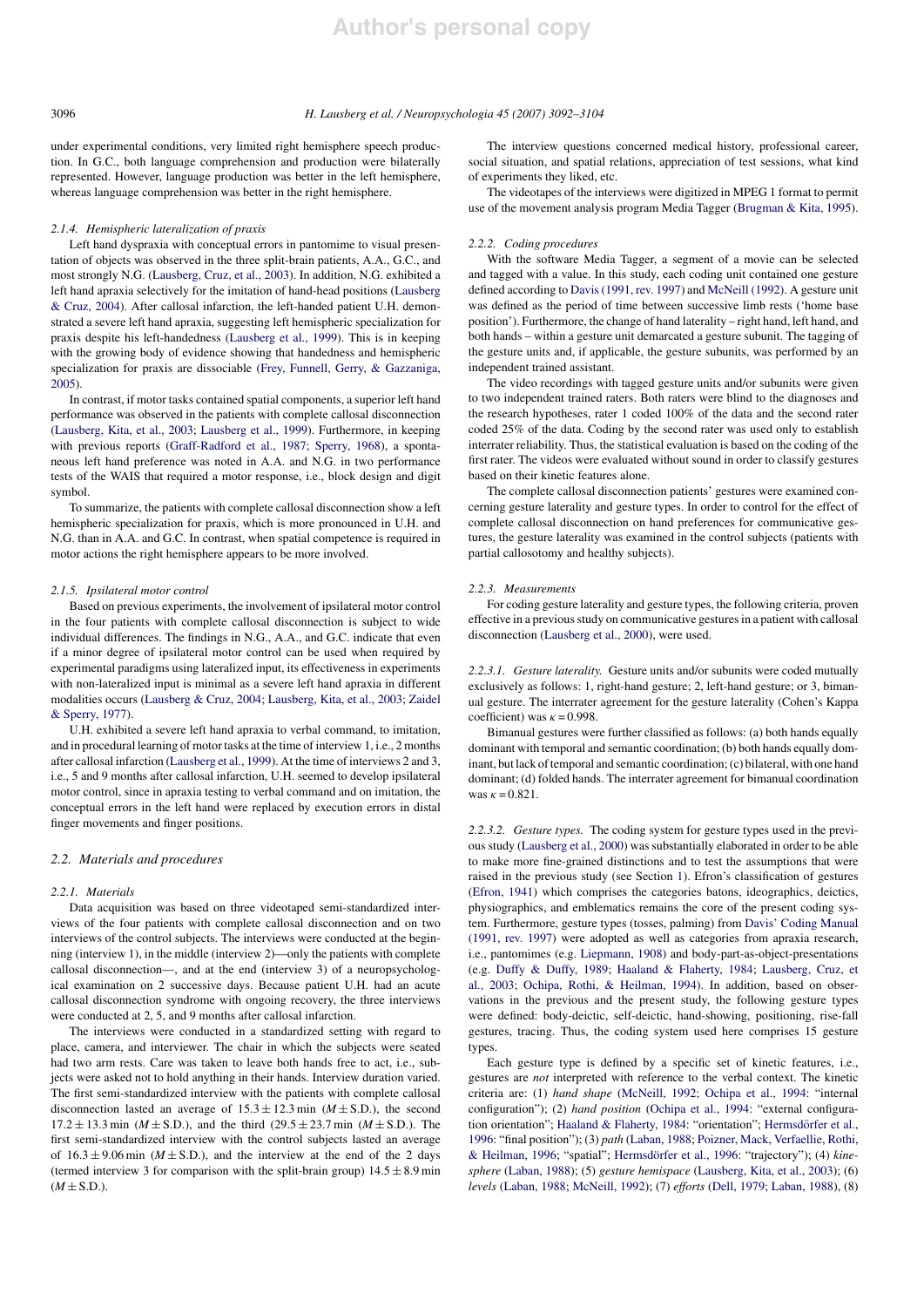under experimental conditions, very limited right hemisphere speech production. In G.C., both language comprehension and production were bilaterally represented. However, language production was better in the left hemisphere, whereas language comprehension was better in the right hemisphere.

#### 2.1.4. Hemispheric lateralization of praxis

Left hand dyspraxia with conceptual errors in pantomime to visual presentation of objects was observed in the three split-brain patients, A.A., G.C., and most strongly N.G. (Lausberg, Cruz, et al., 2003). In addition, N.G. exhibited a left hand apraxia selectively for the imitation of hand-head positions (Lausberg & Cruz, 2004). After callosal infarction, the left-handed patient U.H. demonstrated a severe left hand apraxia, suggesting left hemisphere specialization for praxis despite his left-handedness (Lausberg et al., 1999). This is in keeping with the growing body of evidence showing that handedness and hemispheric specialization for praxis are dissociable (Frey, Funnell, Gerry, & Gazzaniga, 2005).

In contrast, if motor tasks contained spatial components, a superior left hand performance was observed in the patients with complete callosal disconnection (Lausberg, Kita, et al., 2003; Lausberg et al., 1999). Furthermore, in keeping with previous reports (Graff-Radford et al., 1987; Sperry, 1968), a spontaneous left hand preference was noted in A.A. and N.G. in two performance tests of the WAIS that required a motor response, i.e., block design and digit symbol.

To summarize, the patients with complete callosal disconnection show a left hemispheric specialization for praxis, which is more pronounced in U.H. and N.G. than in A.A. and G.C. In contrast, when spatial competence is required in motor actions the right hemisphere appears to be more involved.

#### 2.1.5. Ipsilateral motor control

Based on previous experiments, the involvement of ipsilateral motor control in the four patients with complete callosal disconnection is subject to wide individual differences. The findings in N.G., A.A., and G.C. indicate that even if a minor degree of ipsilateral motor control can be used when required by experimental paradigms using lateralized input, its effectiveness in experiments with non-lateralized input is minimal as a severe left hand apraxia in different modalities occurs (Lausberg & Cruz, 2004; Lausberg, Kita, et al., 2003; Zaidel & Sperry, 1977).

U.H. exhibited a severe left hand apraxia to verbal command, to imitation, and in procedural learning of motor tasks at the time of interview 1, i.e., 2 months after callosal infarction (Lausberg et al., 1999). At the time of interviews 2 and 3, i.e., 5 and 9 months after callosal infarction, U.H. seemed to develop ipsilateral motor control, since in apraxia testing to verbal command and on imitation, the conceptual errors in the left hand were replaced by execution errors in distal finger movements and finger positions.

### 2.2. Materials and procedures

#### 2.2.1. Materials

Data acquisition was based on three videotaped semi-standardized interviews of the four patients with complete callosal disconnection and on two interviews of the control subjects. The interviews were conducted at the beginning (interview 1), in the middle (interview 2)—only the patients with complete callosal disconnection—, and at the end (interview 3) of a neuropsychological examination on 2 successive days. Because patient U.H. had an acute callosal disconnection syndrome with ongoing recovery, the three interviews were conducted at 2, 5, and 9 months after callosal infarction.

The interviews were conducted in a standardized setting with regard to place, camera, and interviewer. The chair in which the subjects were seated had two arm rests. Care was taken to leave both hands free to act, i.e., subjects were asked not to hold anything in their hands. Interview duration varied. The first semi-standardized interview with the patients with complete callosal disconnection lasted an average of $15.3 \pm 12.3$ min ($M \pm$ S.D.), the second $17.2 \pm 13.3$ min ($M \pm$ S.D.), and the third ($29.5 \pm 23.7$ min ($M \pm$ S.D.). The first semi-standardized interview with the control subjects lasted an average of $16.3 \pm 9.06$ min ($M \pm$ S.D.), and the interview at the end of the 2 days (termed interview 3 for comparison with the split-brain group) $14.5 \pm 8.9$ min ($M \pm$ S.D.).

The interview questions concerned medical history, professional career, social situation, and spatial relations, appreciation of test sessions, what kind of experiments they liked, etc.

The videotapes of the interviews were digitized in MPEG 1 format to permit use of the movement analysis program Media Tagger (Brugman & Kita, 1995).

#### 2.2.2. Coding procedures

With the software Media Tagger, a segment of a movie can be selected and tagged with a value. In this study, each coding unit contained one gesture defined according to Davis (1991, rev. 1997) and McNeill (1992). A gesture unit was defined as the period of time between successive limb rests ('home base position'). Furthermore, the change of hand laterality – right hand, left hand, and both hands – within a gesture unit demarcated a gesture subunit. The tagging of the gesture units and, if applicable, the gesture subunits, was performed by an independent trained assistant.

The video recordings with tagged gesture units and/or subunits were given to two independent trained raters. Both raters were blind to the diagnoses and the research hypotheses, rater 1 coded 100% of the data and the second rater coded 25% of the data. Coding by the second rater was used only to establish interrater reliability. Thus, the statistical evaluation is based on the coding of the first rater. The videos were evaluated without sound in order to classify gestures based on their kinetic features alone.

The complete callosal disconnection patients' gestures were examined concerning gesture laterality and gesture types. In order to control for the effect of complete callosal disconnection on hand preferences for communicative gestures, the gesture laterality was examined in the control subjects (patients with partial callosotomy and healthy subjects).

#### 2.2.3. Measurements

For coding gesture laterality and gesture types, the following criteria, proven effective in a previous study on communicative gestures in a patient with callosal disconnection (Lausberg et al., 2000), were used.

*2.2.3.1. Gesture laterality.* Gesture units and/or subunits were coded mutually exclusively as follows: 1, right-hand gesture; 2, left-hand gesture; or 3, bimanual gesture. The interrater agreement for the gesture laterality (Cohen's Kappa coefficient) was $\kappa = 0.998$.

Bimanual gestures were further classified as follows: (a) both hands equally dominant with temporal and semantic coordination; (b) both hands equally dominant, but lack of temporal and semantic coordination; (c) bilateral, with one hand dominant; (d) folded hands. The interrater agreement for bimanual coordination was $\kappa = 0.821$.

*2.2.3.2. Gesture types.* The coding system for gesture types used in the previous study (Lausberg et al., 2000) was substantially elaborated in order to be able to make more fine-grained distinctions and to test the assumptions that were raised in the previous study (see Section 1). Efron's classification of gestures (Efron, 1941) which comprises the categories batons, ideographics, deictics, physiographics, and emblematics remains the core of the present coding system. Furthermore, gesture types (tosses, palming) from Davis' Coding Manual (1991, rev. 1997) were adopted as well as categories from apraxia research, i.e., pantomimes (e.g. Liepmann, 1908) and body-part-as-object-presentations (e.g. Duffy & Duffy, 1989; Haaland & Flaherty, 1984; Lausberg, Cruz, et al., 2003; Ochipa, Rothi, & Heilman, 1994). In addition, based on observations in the previous and the present study, the following gesture types were defined: body-deictic, self-deictic, hand-showing, positioning, rise-fall gestures, tracing. Thus, the coding system used here comprises 15 gesture types.

Each gesture type is defined by a specific set of kinetic features, i.e., gestures are *not* interpreted with reference to the verbal context. The kinetic criteria are: (1) *hand shape* (McNeill, 1992; Ochipa et al., 1994: "internal configuration"); (2) *hand position* (Ochipa et al., 1994: "external configuration orientation"; Haaland & Flaherty, 1984: "orientation"; Hermsdörfer et al., 1996: "final position"); (3) *path* (Laban, 1988; Poizner, Mack, Verfaellie, Rothi, & Heilman, 1996; "spatial"; Hermsdörfer et al., 1996: "trajectory"); (4) *kinesphere* (Laban, 1988); (5) *gesture hemispace* (Lausberg, Kita, et al., 2003); (6) *levels* (Laban, 1988; McNeill, 1992); (7) *efforts* (Dell, 1979; Laban, 1988), (8)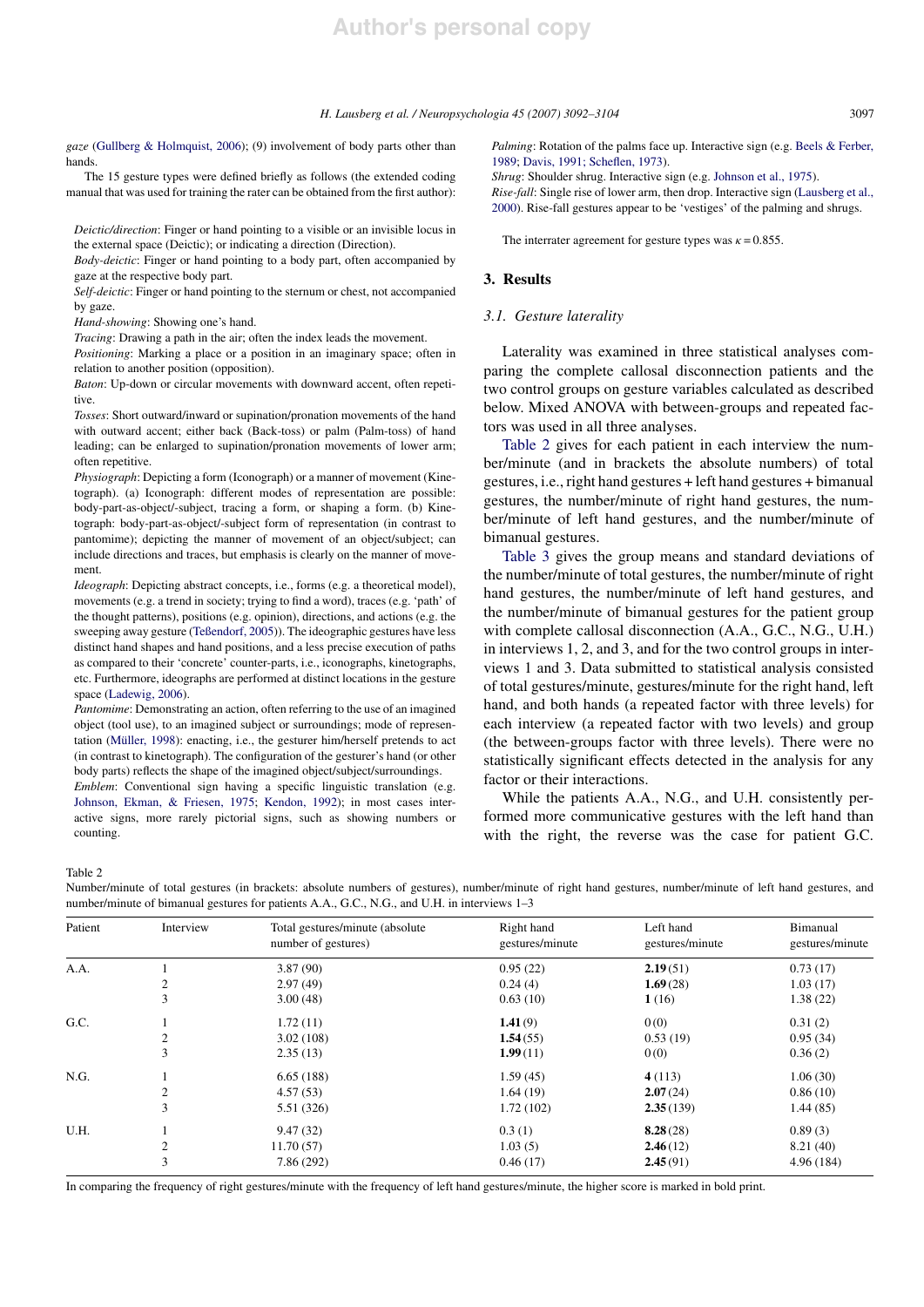*gaze* (Gullberg & Holmquist, 2006); (9) involvement of body parts other than hands.

The 15 gesture types were defined briefly as follows (the extended coding manual that was used for training the rater can be obtained from the first author):

*Deictic/direction*: Finger or hand pointing to a visible or an invisible locus in the external space (Deictic); or indicating a direction (Direction).

*Body-deictic*: Finger or hand pointing to a body part, often accompanied by gaze at the respective body part.

*Self-deictic*: Finger or hand pointing to the sternum or chest, not accompanied by gaze.

*Hand-showing*: Showing one's hand.

*Tracing*: Drawing a path in the air; often the index leads the movement.

*Positioning*: Marking a place or a position in an imaginary space; often in relation to another position (opposition).

*Baton*: Up-down or circular movements with downward accent, often repetitive.

*Tosses*: Short outward/inward or supination/pronation movements of the hand with outward accent; either back (Back-toss) or palm (Palm-toss) of hand leading; can be enlarged to supination/pronation movements of lower arm; often repetitive.

*Physiograph*: Depicting a form (Iconograph) or a manner of movement (Kinetograph). (a) Iconograph: different modes of representation are possible: body-part-as-object/-subject, tracing a form, or shaping a form. (b) Kinetograph: body-part-as-object/-subject form of representation (in contrast to pantomime); depicting the manner of movement of an object/subject; can include directions and traces, but emphasis is clearly on the manner of movement.

*Ideograph*: Depicting abstract concepts, i.e., forms (e.g. a theoretical model), movements (e.g. a trend in society; trying to find a word), traces (e.g. 'path' of the thought patterns), positions (e.g. opinion), directions, and actions (e.g. the sweeping away gesture (Teßendorf, 2005)). The ideographic gestures have less distinct hand shapes and hand positions, and a less precise execution of paths as compared to their 'concrete' counter-parts, i.e., iconographs, kinetographs, etc. Furthermore, ideographs are performed at distinct locations in the gesture space (Ladewig, 2006).

*Pantomime*: Demonstrating an action, often referring to the use of an imagined object (tool use), to an imagined subject or surroundings; mode of representation (Müller, 1998): enacting, i.e., the gesturer him/herself pretends to act (in contrast to kinetograph). The configuration of the gesturer's hand (or other body parts) reflects the shape of the imagined object/subject/surroundings.

*Emblem*: Conventional sign having a specific linguistic translation (e.g. Johnson, Ekman, & Friesen, 1975; Kendon, 1992); in most cases interactive signs, more rarely pictorial signs, such as showing numbers or counting.

*Palming*: Rotation of the palms face up. Interactive sign (e.g. Beels & Ferber, 1989; Davis, 1991; Scheflen, 1973).

*Shrug*: Shoulder shrug. Interactive sign (e.g. Johnson et al., 1975).

*Rise-fall*: Single rise of lower arm, then drop. Interactive sign (Lausberg et al., 2000). Rise-fall gestures appear to be 'vestiges' of the palming and shrugs.

The interrater agreement for gesture types was $\kappa = 0.855$.

## 3. Results

### 3.1. Gesture laterality

Laterality was examined in three statistical analyses comparing the complete callosal disconnection patients and the two control groups on gesture variables calculated as described below. Mixed ANOVA with between-groups and repeated factors was used in all three analyses.

Table 2 gives for each patient in each interview the number/minute (and in brackets the absolute numbers) of total gestures, i.e., right hand gestures + left hand gestures + bimanual gestures, the number/minute of right hand gestures, the number/minute of left hand gestures, and the number/minute of bimanual gestures.

Table 3 gives the group means and standard deviations of the number/minute of total gestures, the number/minute of right hand gestures, the number/minute of left hand gestures, and the number/minute of bimanual gestures for the patient group with complete callosal disconnection (A.A., G.C., N.G., U.H.) in interviews 1, 2, and 3, and for the two control groups in interviews 1 and 3. Data submitted to statistical analysis consisted of total gestures/minute, gestures/minute for the right hand, left hand, and both hands (a repeated factor with three levels) for each interview (a repeated factor with two levels) and group (the between-groups factor with three levels). There were no statistically significant effects detected in the analysis for any factor or their interactions.

While the patients A.A., N.G., and U.H. consistently performed more communicative gestures with the left hand than with the right, the reverse was the case for patient G.C.

Table 2
Number/minute of total gestures (in brackets: absolute numbers of gestures), number/minute of right hand gestures, number/minute of left hand gestures, and number/minute of bimanual gestures for patients A.A., G.C., N.G., and U.H. in interviews 1–3

| Patient | Interview | Total gestures/minute (absolute number of gestures) | Right hand gestures/minute | Left hand gestures/minute | Bimanual gestures/minute |
|---|---|---|---|---|---|
| A.A. | 1 | 3.87 (90) | 0.95 (22) | **2.19** (51) | 0.73 (17) |
| | 2 | 2.97 (49) | 0.24 (4) | **1.69** (28) | 1.03 (17) |
| | 3 | 3.00 (48) | 0.63 (10) | **1** (16) | 1.38 (22) |
| G.C. | 1 | 1.72 (11) | **1.41** (9) | 0 (0) | 0.31 (2) |
| | 2 | 3.02 (108) | **1.54** (55) | 0.53 (19) | 0.95 (34) |
| | 3 | 2.35 (13) | **1.99** (11) | 0 (0) | 0.36 (2) |
| N.G. | 1 | 6.65 (188) | 1.59 (45) | **4** (113) | 1.06 (30) |
| | 2 | 4.57 (53) | 1.64 (19) | **2.07** (24) | 0.86 (10) |
| | 3 | 5.51 (326) | 1.72 (102) | **2.35** (139) | 1.44 (85) |
| U.H. | 1 | 9.47 (32) | 0.3 (1) | **8.28** (28) | 0.89 (3) |
| | 2 | 11.70 (57) | 1.03 (5) | **2.46** (12) | 8.21 (40) |
| | 3 | 7.86 (292) | 0.46 (17) | **2.45** (91) | 4.96 (184) |

In comparing the frequency of right gestures/minute with the frequency of left hand gestures/minute, the higher score is marked in bold print.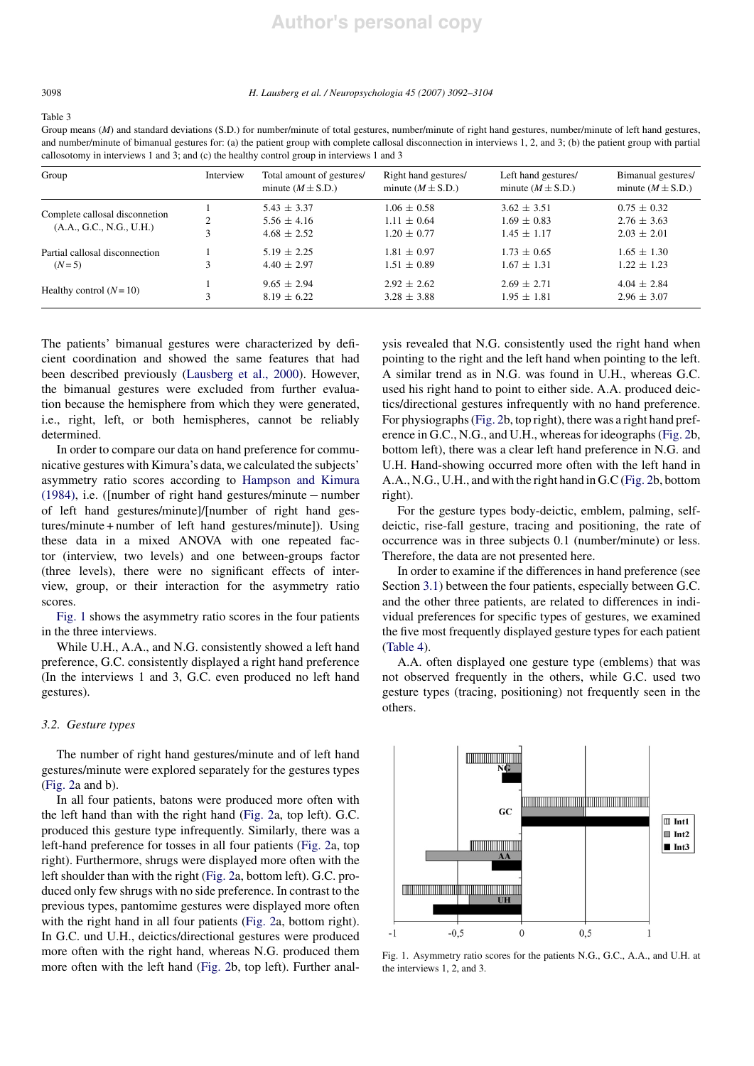Table 3

Group means ($M$) and standard deviations (S.D.) for number/minute of total gestures, number/minute of right hand gestures, number/minute of left hand gestures, and number/minute of bimanual gestures for: (a) the patient group with complete callosal disconnection in interviews 1, 2, and 3; (b) the patient group with partial callosotomy in interviews 1 and 3; and (c) the healthy control group in interviews 1 and 3

| Group | Interview | Total amount of gestures/ minute ($M \pm$ S.D.) | Right hand gestures/ minute ($M \pm$ S.D.) | Left hand gestures/ minute ($M \pm$ S.D.) | Bimanual gestures/ minute ($M \pm$ S.D.) |
|---|---|---|---|---|---|
| Complete callosal disconnection (A.A., G.C., N.G., U.H.) | 1 | 5.43 ± 3.37 | 1.06 ± 0.58 | 3.62 ± 3.51 | 0.75 ± 0.32 |
| | 2 | 5.56 ± 4.16 | 1.11 ± 0.64 | 1.69 ± 0.83 | 2.76 ± 3.63 |
| | 3 | 4.68 ± 2.52 | 1.20 ± 0.77 | 1.45 ± 1.17 | 2.03 ± 2.01 |
| Partial callosal disconnection ($N = 5$) | 1 | 5.19 ± 2.25 | 1.81 ± 0.97 | 1.73 ± 0.65 | 1.65 ± 1.30 |
| | 3 | 4.40 ± 2.97 | 1.51 ± 0.89 | 1.67 ± 1.31 | 1.22 ± 1.23 |
| Healthy control ($N = 10$) | 1 | 9.65 ± 2.94 | 2.92 ± 2.62 | 2.69 ± 2.71 | 4.04 ± 2.84 |
| | 3 | 8.19 ± 6.22 | 3.28 ± 3.88 | 1.95 ± 1.81 | 2.96 ± 3.07 |

The patients' bimanual gestures were characterized by deficient coordination and showed the same features that had been described previously (Lausberg et al., 2000). However, the bimanual gestures were excluded from further evaluation because the hemisphere from which they were generated, i.e., right, left, or both hemispheres, cannot be reliably determined.

In order to compare our data on hand preference for communicative gestures with Kimura's data, we calculated the subjects' asymmetry ratio scores according to Hampson and Kimura (1984), i.e. ([number of right hand gestures/minute − number of left hand gestures/minute]/[number of right hand gestures/minute + number of left hand gestures/minute]). Using these data in a mixed ANOVA with one repeated factor (interview, two levels) and one between-groups factor (three levels), there were no significant effects of interview, group, or their interaction for the asymmetry ratio scores.

Fig. 1 shows the asymmetry ratio scores in the four patients in the three interviews.

While U.H., A.A., and N.G. consistently showed a left hand preference, G.C. consistently displayed a right hand preference (In the interviews 1 and 3, G.C. even produced no left hand gestures).

### 3.2. Gesture types

The number of right hand gestures/minute and of left hand gestures/minute were explored separately for the gestures types (Fig. 2a and b).

In all four patients, batons were produced more often with the left hand than with the right hand (Fig. 2a, top left). G.C. produced this gesture type infrequently. Similarly, there was a left-hand preference for tosses in all four patients (Fig. 2a, top right). Furthermore, shrugs were displayed more often with the left shoulder than with the right (Fig. 2a, bottom left). G.C. produced only few shrugs with no side preference. In contrast to the previous types, pantomime gestures were displayed more often with the right hand in all four patients (Fig. 2a, bottom right). In G.C. und U.H., deictics/directional gestures were produced more often with the right hand, whereas N.G. produced them more often with the left hand (Fig. 2b, top left). Further analysis revealed that N.G. consistently used the right hand when pointing to the right and the left hand when pointing to the left. A similar trend as in N.G. was found in U.H., whereas G.C. used his right hand to point to either side. A.A. produced deictics/directional gestures infrequently with no hand preference. For physiographs (Fig. 2b, top right), there was a right hand preference in G.C., N.G., and U.H., whereas for ideographs (Fig. 2b, bottom left), there was a clear left hand preference in N.G. and U.H. Hand-showing occurred more often with the left hand in A.A., N.G., U.H., and with the right hand in G.C (Fig. 2b, bottom right).

For the gesture types body-deictic, emblem, palming, self-deictic, rise-fall gesture, tracing and positioning, the rate of occurrence was in three subjects 0.1 (number/minute) or less. Therefore, the data are not presented here.

In order to examine if the differences in hand preference (see Section 3.1) between the four patients, especially between G.C. and the other three patients, are related to differences in individual preferences for specific types of gestures, we examined the five most frequently displayed gesture types for each patient (Table 4).

A.A. often displayed one gesture type (emblems) that was not observed frequently in the others, while G.C. used two gesture types (tracing, positioning) not frequently seen in the others.

Fig. 1. Asymmetry ratio scores for the patients N.G., G.C., A.A., and U.H. at the interviews 1, 2, and 3.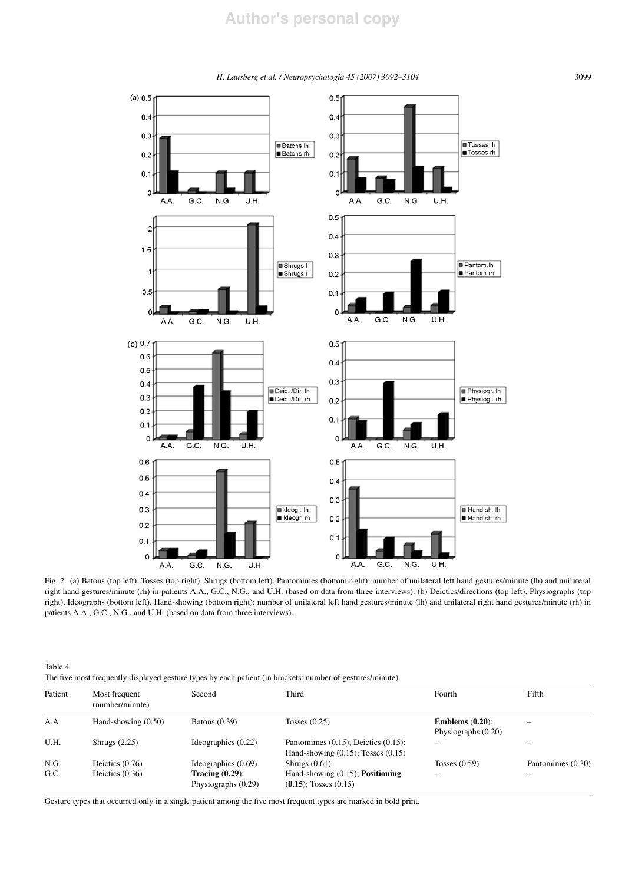Fig. 2. (a) Batons (top left). Tosses (top right). Shrugs (bottom left). Pantomimes (bottom right): number of unilateral left hand gestures/minute (lh) and unilateral right hand gestures/minute (rh) in patients A.A., G.C., N.G., and U.H. (based on data from three interviews). (b) Deictics/directions (top left). Physiographs (top right). Ideographs (bottom left). Hand-showing (bottom right): number of unilateral left hand gestures/minute (lh) and unilateral right hand gestures/minute (rh) in patients A.A., G.C., N.G., and U.H. (based on data from three interviews).

Table 4
The five most frequently displayed gesture types by each patient (in brackets: number of gestures/minute)

| Patient | Most frequent (number/minute) | Second | Third | Fourth | Fifth |
|---|---|---|---|---|---|
| A.A | Hand-showing (0.50) | Batons (0.39) | Tosses (0.25) | **Emblems (0.20)**; Physiographs (0.20) | – |
| U.H. | Shrugs (2.25) | Ideographics (0.22) | Pantomimes (0.15); Deictics (0.15); Hand-showing (0.15); Tosses (0.15) | – | – |
| N.G. | Deictics (0.76) | Ideographics (0.69) | Shrugs (0.61) | Tosses (0.59) | Pantomimes (0.30) |
| G.C. | Deictics (0.36) | **Tracing (0.29)**; Physiographs (0.29) | Hand-showing (0.15); **Positioning (0.15)**; Tosses (0.15) | – | – |

Gesture types that occurred only in a single patient among the five most frequent types are marked in bold print.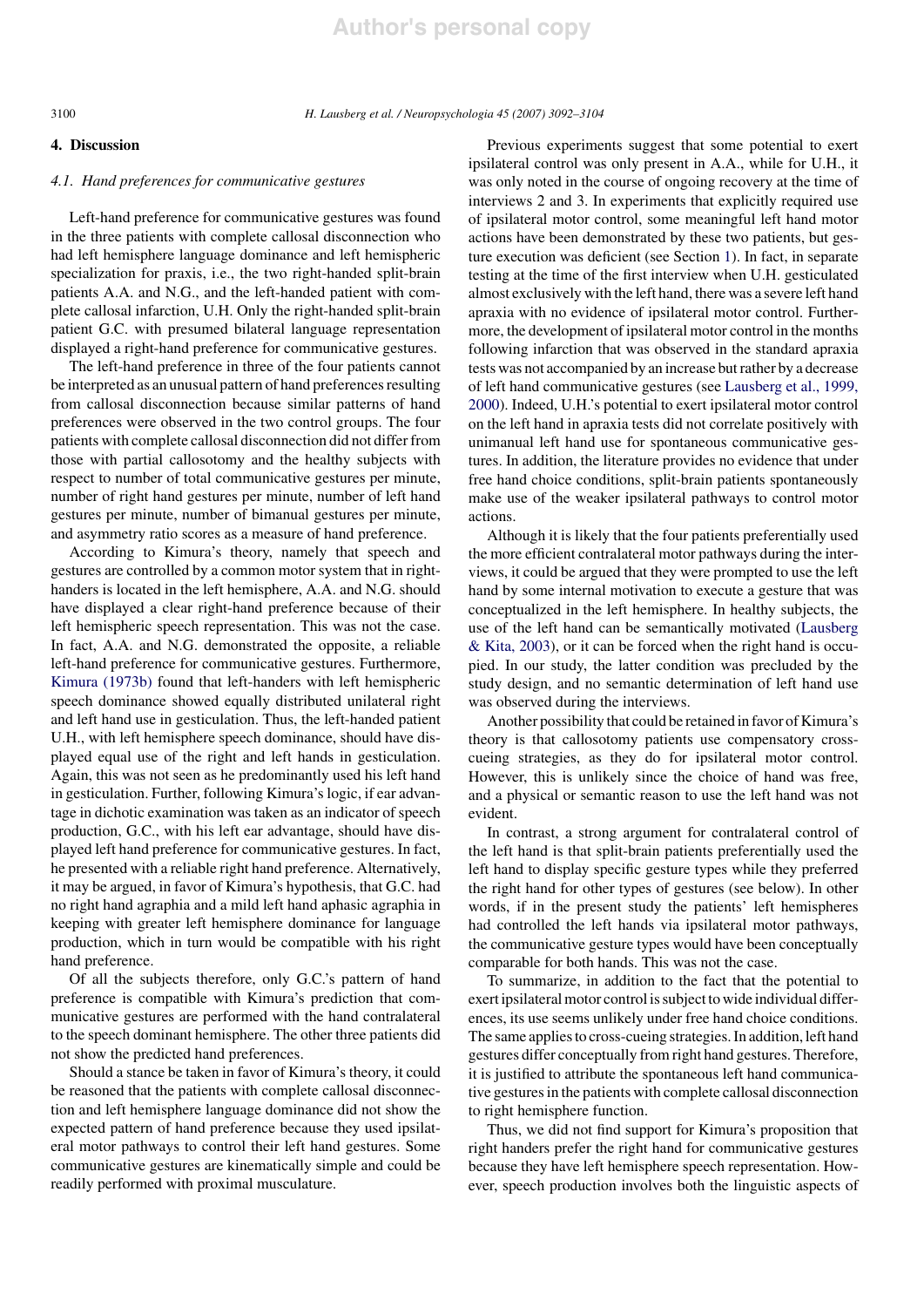## 4. Discussion

### 4.1. Hand preferences for communicative gestures

Left-hand preference for communicative gestures was found in the three patients with complete callosal disconnection who had left hemisphere language dominance and left hemispheric specialization for praxis, i.e., the two right-handed split-brain patients A.A. and N.G., and the left-handed patient with complete callosal infarction, U.H. Only the right-handed split-brain patient G.C. with presumed bilateral language representation displayed a right-hand preference for communicative gestures.

The left-hand preference in three of the four patients cannot be interpreted as an unusual pattern of hand preferences resulting from callosal disconnection because similar patterns of hand preferences were observed in the two control groups. The four patients with complete callosal disconnection did not differ from those with partial callosotomy and the healthy subjects with respect to number of total communicative gestures per minute, number of right hand gestures per minute, number of left hand gestures per minute, number of bimanual gestures per minute, and asymmetry ratio scores as a measure of hand preference.

According to Kimura's theory, namely that speech and gestures are controlled by a common motor system that in right-handers is located in the left hemisphere, A.A. and N.G. should have displayed a clear right-hand preference because of their left hemispheric speech representation. This was not the case. In fact, A.A. and N.G. demonstrated the opposite, a reliable left-hand preference for communicative gestures. Furthermore, Kimura (1973b) found that left-handers with left hemispheric speech dominance showed equally distributed unilateral right and left hand use in gesticulation. Thus, the left-handed patient U.H., with left hemisphere speech dominance, should have displayed equal use of the right and left hands in gesticulation. Again, this was not seen as he predominantly used his left hand in gesticulation. Further, following Kimura's logic, if ear advantage in dichotic examination was taken as an indicator of speech production, G.C., with his left ear advantage, should have displayed left hand preference for communicative gestures. In fact, he presented with a reliable right hand preference. Alternatively, it may be argued, in favor of Kimura's hypothesis, that G.C. had no right hand agraphia and a mild left hand aphasic agraphia in keeping with greater left hemisphere dominance for language production, which in turn would be compatible with his right hand preference.

Of all the subjects therefore, only G.C.'s pattern of hand preference is compatible with Kimura's prediction that communicative gestures are performed with the hand contralateral to the speech dominant hemisphere. The other three patients did not show the predicted hand preferences.

Should a stance be taken in favor of Kimura's theory, it could be reasoned that the patients with complete callosal disconnection and left hemisphere language dominance did not show the expected pattern of hand preference because they used ipsilateral motor pathways to control their left hand gestures. Some communicative gestures are kinematically simple and could be readily performed with proximal musculature.

Previous experiments suggest that some potential to exert ipsilateral control was only present in A.A., while for U.H., it was only noted in the course of ongoing recovery at the time of interviews 2 and 3. In experiments that explicitly required use of ipsilateral motor control, some meaningful left hand motor actions have been demonstrated by these two patients, but gesture execution was deficient (see Section 1). In fact, in separate testing at the time of the first interview when U.H. gesticulated almost exclusively with the left hand, there was a severe left hand apraxia with no evidence of ipsilateral motor control. Furthermore, the development of ipsilateral motor control in the months following infarction that was observed in the standard apraxia tests was not accompanied by an increase but rather by a decrease of left hand communicative gestures (see Lausberg et al., 1999, 2000). Indeed, U.H.'s potential to exert ipsilateral motor control on the left hand in apraxia tests did not correlate positively with unimanual left hand use for spontaneous communicative gestures. In addition, the literature provides no evidence that under free hand choice conditions, split-brain patients spontaneously make use of the weaker ipsilateral pathways to control motor actions.

Although it is likely that the four patients preferentially used the more efficient contralateral motor pathways during the interviews, it could be argued that they were prompted to use the left hand by some internal motivation to execute a gesture that was conceptualized in the left hemisphere. In healthy subjects, the use of the left hand can be semantically motivated (Lausberg & Kita, 2003), or it can be forced when the right hand is occupied. In our study, the latter condition was precluded by the study design, and no semantic determination of left hand use was observed during the interviews.

Another possibility that could be retained in favor of Kimura's theory is that callosotomy patients use compensatory cross-cueing strategies, as they do for ipsilateral motor control. However, this is unlikely since the choice of hand was free, and a physical or semantic reason to use the left hand was not evident.

In contrast, a strong argument for contralateral control of the left hand is that split-brain patients preferentially used the left hand to display specific gesture types while they preferred the right hand for other types of gestures (see below). In other words, if in the present study the patients' left hemispheres had controlled the left hands via ipsilateral motor pathways, the communicative gesture types would have been conceptually comparable for both hands. This was not the case.

To summarize, in addition to the fact that the potential to exert ipsilateral motor control is subject to wide individual differences, its use seems unlikely under free hand choice conditions. The same applies to cross-cueing strategies. In addition, left hand gestures differ conceptually from right hand gestures. Therefore, it is justified to attribute the spontaneous left hand communicative gestures in the patients with complete callosal disconnection to right hemisphere function.

Thus, we did not find support for Kimura's proposition that right handers prefer the right hand for communicative gestures because they have left hemisphere speech representation. However, speech production involves both the linguistic aspects of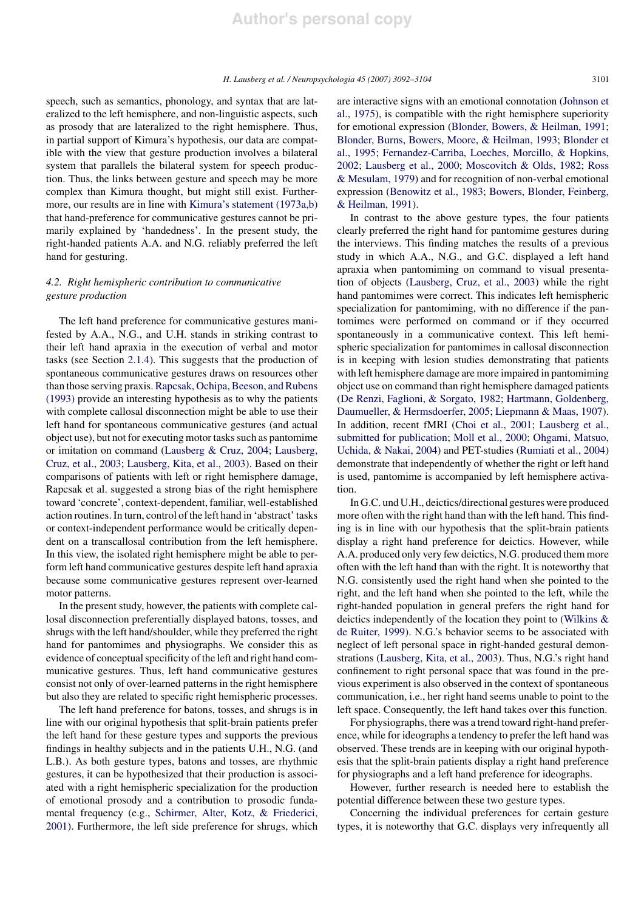speech, such as semantics, phonology, and syntax that are lateralized to the left hemisphere, and non-linguistic aspects, such as prosody that are lateralized to the right hemisphere. Thus, in partial support of Kimura's hypothesis, our data are compatible with the view that gesture production involves a bilateral system that parallels the bilateral system for speech production. Thus, the links between gesture and speech may be more complex than Kimura thought, but might still exist. Furthermore, our results are in line with Kimura's statement (1973a,b) that hand-preference for communicative gestures cannot be primarily explained by 'handedness'. In the present study, the right-handed patients A.A. and N.G. reliably preferred the left hand for gesturing.

## 4.2. Right hemispheric contribution to communicative gesture production

The left hand preference for communicative gestures manifested by A.A., N.G., and U.H. stands in striking contrast to their left hand apraxia in the execution of verbal and motor tasks (see Section 2.1.4). This suggests that the production of spontaneous communicative gestures draws on resources other than those serving praxis. Rapcsak, Ochipa, Beeson, and Rubens (1993) provide an interesting hypothesis as to why the patients with complete callosal disconnection might be able to use their left hand for spontaneous communicative gestures (and actual object use), but not for executing motor tasks such as pantomime or imitation on command (Lausberg & Cruz, 2004; Lausberg, Cruz, et al., 2003; Lausberg, Kita, et al., 2003). Based on their comparisons of patients with left or right hemisphere damage, Rapcsak et al. suggested a strong bias of the right hemisphere toward 'concrete', context-dependent, familiar, well-established action routines. In turn, control of the left hand in 'abstract' tasks or context-independent performance would be critically dependent on a transcallosal contribution from the left hemisphere. In this view, the isolated right hemisphere might be able to perform left hand communicative gestures despite left hand apraxia because some communicative gestures represent over-learned motor patterns.

In the present study, however, the patients with complete callosal disconnection preferentially displayed batons, tosses, and shrugs with the left hand/shoulder, while they preferred the right hand for pantomimes and physiographs. We consider this as evidence of conceptual specificity of the left and right hand communicative gestures. Thus, left hand communicative gestures consist not only of over-learned patterns in the right hemisphere but also they are related to specific right hemispheric processes.

The left hand preference for batons, tosses, and shrugs is in line with our original hypothesis that split-brain patients prefer the left hand for these gesture types and supports the previous findings in healthy subjects and in the patients U.H., N.G. (and L.B.). As both gesture types, batons and tosses, are rhythmic gestures, it can be hypothesized that their production is associated with a right hemispheric specialization for the production of emotional prosody and a contribution to prosodic fundamental frequency (e.g., Schirmer, Alter, Kotz, & Friederici, 2001). Furthermore, the left side preference for shrugs, which are interactive signs with an emotional connotation (Johnson et al., 1975), is compatible with the right hemisphere superiority for emotional expression (Blonder, Bowers, & Heilman, 1991; Blonder, Burns, Bowers, Moore, & Heilman, 1993; Blonder et al., 1995; Fernandez-Carriba, Loeches, Morcillo, & Hopkins, 2002; Lausberg et al., 2000; Moscovitch & Olds, 1982; Ross & Mesulam, 1979) and for recognition of non-verbal emotional expression (Benowitz et al., 1983; Bowers, Blonder, Feinberg, & Heilman, 1991).

In contrast to the above gesture types, the four patients clearly preferred the right hand for pantomime gestures during the interviews. This finding matches the results of a previous study in which A.A., N.G., and G.C. displayed a left hand apraxia when pantomiming on command to visual presentation of objects (Lausberg, Cruz, et al., 2003) while the right hand pantomimes were correct. This indicates left hemispheric specialization for pantomiming, with no difference if the pantomimes were performed on command or if they occurred spontaneously in a communicative context. This left hemispheric specialization for pantomimes in callosal disconnection is in keeping with lesion studies demonstrating that patients with left hemisphere damage are more impaired in pantomiming object use on command than right hemisphere damaged patients (De Renzi, Faglioni, & Sorgato, 1982; Hartmann, Goldenberg, Daumueller, & Hermsdoerfer, 2005; Liepmann & Maas, 1907). In addition, recent fMRI (Choi et al., 2001; Lausberg et al., submitted for publication; Moll et al., 2000; Ohgami, Matsuo, Uchida, & Nakai, 2004) and PET-studies (Rumiati et al., 2004) demonstrate that independently of whether the right or left hand is used, pantomime is accompanied by left hemisphere activation.

In G.C. und U.H., deictics/directional gestures were produced more often with the right hand than with the left hand. This finding is in line with our hypothesis that the split-brain patients display a right hand preference for deictics. However, while A.A. produced only very few deictics, N.G. produced them more often with the left hand than with the right. It is noteworthy that N.G. consistently used the right hand when she pointed to the right, and the left hand when she pointed to the left, while the right-handed population in general prefers the right hand for deictics independently of the location they point to (Wilkins & de Ruiter, 1999). N.G.'s behavior seems to be associated with neglect of left personal space in right-handed gestural demonstrations (Lausberg, Kita, et al., 2003). Thus, N.G.'s right hand confinement to right personal space that was found in the previous experiment is also observed in the context of spontaneous communication, i.e., her right hand seems unable to point to the left space. Consequently, the left hand takes over this function.

For physiographs, there was a trend toward right-hand preference, while for ideographs a tendency to prefer the left hand was observed. These trends are in keeping with our original hypothesis that the split-brain patients display a right hand preference for physiographs and a left hand preference for ideographs.

However, further research is needed here to establish the potential difference between these two gesture types.

Concerning the individual preferences for certain gesture types, it is noteworthy that G.C. displays very infrequently all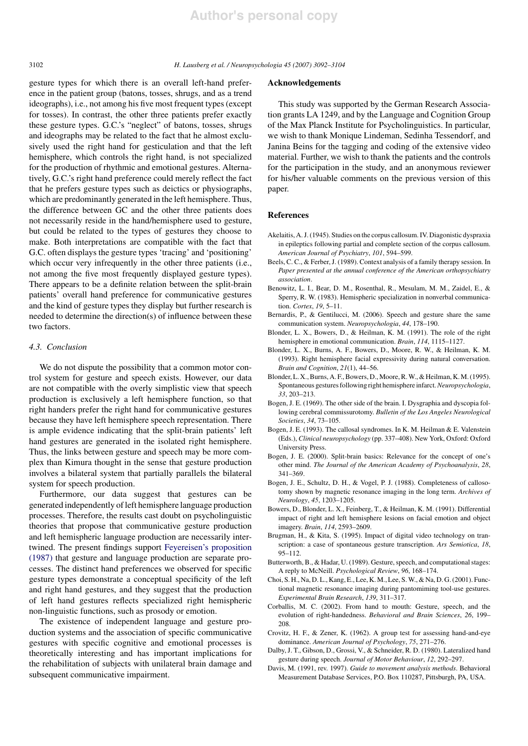gesture types for which there is an overall left-hand preference in the patient group (batons, tosses, shrugs, and as a trend ideographs), i.e., not among his five most frequent types (except for tosses). In contrast, the other three patients prefer exactly these gesture types. G.C.'s "neglect" of batons, tosses, shrugs and ideographs may be related to the fact that he almost exclusively used the right hand for gesticulation and that the left hemisphere, which controls the right hand, is not specialized for the production of rhythmic and emotional gestures. Alternatively, G.C.'s right hand preference could merely reflect the fact that he prefers gesture types such as deictics or physiographs, which are predominantly generated in the left hemisphere. Thus, the difference between GC and the other three patients does not necessarily reside in the hand/hemisphere used to gesture, but could be related to the types of gestures they choose to make. Both interpretations are compatible with the fact that G.C. often displays the gesture types 'tracing' and 'positioning' which occur very infrequently in the other three patients (i.e., not among the five most frequently displayed gesture types). There appears to be a definite relation between the split-brain patients' overall hand preference for communicative gestures and the kind of gesture types they display but further research is needed to determine the direction(s) of influence between these two factors.

### 4.3. Conclusion

We do not dispute the possibility that a common motor control system for gesture and speech exists. However, our data are not compatible with the overly simplistic view that speech production is exclusively a left hemisphere function, so that right handers prefer the right hand for communicative gestures because they have left hemisphere speech representation. There is ample evidence indicating that the split-brain patients' left hand gestures are generated in the isolated right hemisphere. Thus, the links between gesture and speech may be more complex than Kimura thought in the sense that gesture production involves a bilateral system that partially parallels the bilateral system for speech production.

Furthermore, our data suggest that gestures can be generated independently of left hemisphere language production processes. Therefore, the results cast doubt on psycholinguistic theories that propose that communicative gesture production and left hemispheric language production are necessarily intertwined. The present findings support Feyereisen's proposition (1987) that gesture and language production are separate processes. The distinct hand preferences we observed for specific gesture types demonstrate a conceptual specificity of the left and right hand gestures, and they suggest that the production of left hand gestures reflects specialized right hemispheric non-linguistic functions, such as prosody or emotion.

The existence of independent language and gesture production systems and the association of specific communicative gestures with specific cognitive and emotional processes is theoretically interesting and has important implications for the rehabilitation of subjects with unilateral brain damage and subsequent communicative impairment.

## Acknowledgements

This study was supported by the German Research Association grants LA 1249, and by the Language and Cognition Group of the Max Planck Institute for Psycholinguistics. In particular, we wish to thank Monique Lindeman, Sedinha Tessendorf, and Janina Beins for the tagging and coding of the extensive video material. Further, we wish to thank the patients and the controls for the participation in the study, and an anonymous reviewer for his/her valuable comments on the previous version of this paper.

## References

Akelaitis, A. J. (1945). Studies on the corpus callosum. IV. Diagonistic dyspraxia in epileptics following partial and complete section of the corpus callosum. *American Journal of Psychiatry*, *101*, 594–599.

Beels, C. C., & Ferber, J. (1989). Context analysis of a family therapy session. In *Paper presented at the annual conference of the American orthopsychiatry association*.

Benowitz, L. I., Bear, D. M., Rosenthal, R., Mesulam, M. M., Zaidel, E., & Sperry, R. W. (1983). Hemispheric specialization in nonverbal communication. *Cortex*, *19*, 5–11.

Bernardis, P., & Gentilucci, M. (2006). Speech and gesture share the same communication system. *Neuropsychologia*, *44*, 178–190.

Blonder, L. X., Bowers, D., & Heilman, K. M. (1991). The role of the right hemisphere in emotional communication. *Brain*, *114*, 1115–1127.

Blonder, L. X., Burns, A. F., Bowers, D., Moore, R. W., & Heilman, K. M. (1993). Right hemisphere facial expressivity during natural conversation. *Brain and Cognition*, *21*(1), 44–56.

Blonder, L. X., Burns, A. F., Bowers, D., Moore, R. W., & Heilman, K. M. (1995). Spontaneous gestures following right hemisphere infarct. *Neuropsychologia*, *33*, 203–213.

Bogen, J. E. (1969). The other side of the brain. I. Dysgraphia and dyscopia following cerebral commissurotomy. *Bulletin of the Los Angeles Neurological Societies*, *34*, 73–105.

Bogen, J. E. (1993). The callosal syndromes. In K. M. Heilman & E. Valenstein (Eds.), *Clinical neuropsychology* (pp. 337–408). New York, Oxford: Oxford University Press.

Bogen, J. E. (2000). Split-brain basics: Relevance for the concept of one's other mind. *The Journal of the American Academy of Psychoanalysis*, *28*, 341–369.

Bogen, J. E., Schultz, D. H., & Vogel, P. J. (1988). Completeness of callosotomy shown by magnetic resonance imaging in the long term. *Archives of Neurology*, *45*, 1203–1205.

Bowers, D., Blonder, L. X., Feinberg, T., & Heilman, K. M. (1991). Differential impact of right and left hemisphere lesions on facial emotion and object imagery. *Brain*, *114*, 2593–2609.

Brugman, H., & Kita, S. (1995). Impact of digital video technology on transcription: a case of spontaneous gesture transcription. *Ars Semiotica*, *18*, 95–112.

Butterworth, B., & Hadar, U. (1989). Gesture, speech, and computational stages: A reply to McNeill. *Psychological Review*, *96*, 168–174.

Choi, S. H., Na, D. L., Kang, E., Lee, K. M., Lee, S. W., & Na, D. G. (2001). Functional magnetic resonance imaging during pantomiming tool-use gestures. *Experimental Brain Research*, *139*, 311–317.

Corballis, M. C. (2002). From hand to mouth: Gesture, speech, and the evolution of right-handedness. *Behavioral and Brain Sciences*, *26*, 199–208.

Crovitz, H. F., & Zener, K. (1962). A group test for assessing hand-and-eye dominance. *American Journal of Psychology*, *75*, 271–276.

Dalby, J. T., Gibson, D., Grossi, V., & Schneider, R. D. (1980). Lateralized hand gesture during speech. *Journal of Motor Behaviour*, *12*, 292–297.

Davis, M. (1991, rev. 1997). *Guide to movement analysis methods*. Behavioral Measurement Database Services, P.O. Box 110287, Pittsburgh, PA, USA.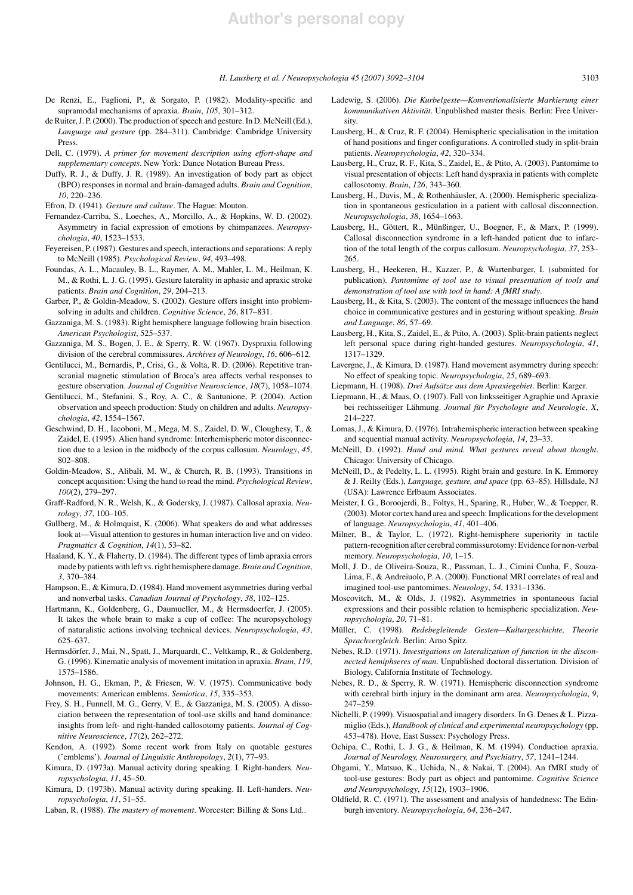De Renzi, E., Faglioni, P., & Sorgato, P. (1982). Modality-specific and supramodal mechanisms of apraxia. *Brain*, *105*, 301–312.

de Ruiter, J. P. (2000). The production of speech and gesture. In D. McNeill (Ed.), *Language and gesture* (pp. 284–311). Cambridge: Cambridge University Press.

Dell, C. (1979). *A primer for movement description using effort-shape and supplementary concepts*. New York: Dance Notation Bureau Press.

Duffy, R. J., & Duffy, J. R. (1989). An investigation of body part as object (BPO) responses in normal and brain-damaged adults. *Brain and Cognition*, *10*, 220–236.

Efron, D. (1941). *Gesture and culture*. The Hague: Mouton.

Fernandez-Carriba, S., Loeches, A., Morcillo, A., & Hopkins, W. D. (2002). Asymmetry in facial expression of emotions by chimpanzees. *Neuropsychologia*, *40*, 1523–1533.

Feyereisen, P. (1987). Gestures and speech, interactions and separations: A reply to McNeill (1985). *Psychological Review*, *94*, 493–498.

Foundas, A. L., Macauley, B. L., Raymer, A. M., Mahler, L. M., Heilman, K. M., & Rothi, L. J. G. (1995). Gesture laterality in aphasic and apraxic stroke patients. *Brain and Cognition*, *29*, 204–213.

Garber, P., & Goldin-Meadow, S. (2002). Gesture offers insight into problem-solving in adults and children. *Cognitive Science*, *26*, 817–831.

Gazzaniga, M. S. (1983). Right hemisphere language following brain bisection. *American Psychologist*, 525–537.

Gazzaniga, M. S., Bogen, J. E., & Sperry, R. W. (1967). Dyspraxia following division of the cerebral commissures. *Archives of Neurology*, *16*, 606–612.

Gentilucci, M., Bernardis, P., Crisi, G., & Volta, R. D. (2006). Repetitive transcranial magnetic stimulation of Broca's area affects verbal responses to gesture observation. *Journal of Cognitive Neuroscience*, *18*(7), 1058–1074.

Gentilucci, M., Stefanini, S., Roy, A. C., & Santunione, P. (2004). Action observation and speech production: Study on children and adults. *Neuropsychologia*, *42*, 1554–1567.

Geschwind, D. H., Iacoboni, M., Mega, M. S., Zaidel, D. W., Cloughesy, T., & Zaidel, E. (1995). Alien hand syndrome: Interhemispheric motor disconnection due to a lesion in the midbody of the corpus callosum. *Neurology*, *45*, 802–808.

Goldin-Meadow, S., Alibali, M. W., & Church, R. B. (1993). Transitions in concept acquisition: Using the hand to read the mind. *Psychological Review*, *100*(2), 279–297.

Graff-Radford, N. R., Welsh, K., & Godersky, J. (1987). Callosal apraxia. *Neurology*, *37*, 100–105.

Gullberg, M., & Holmquist, K. (2006). What speakers do and what addresses look at—Visual attention to gestures in human interaction live and on video. *Pragmatics & Cognition*, *14*(1), 53–82.

Haaland, K. Y., & Flaherty, D. (1984). The different types of limb apraxia errors made by patients with left vs. right hemisphere damage. *Brain and Cognition*, *3*, 370–384.

Hampson, E., & Kimura, D. (1984). Hand movement asymmetries during verbal and nonverbal tasks. *Canadian Journal of Psychology*, *38*, 102–125.

Hartmann, K., Goldenberg, G., Daumueller, M., & Hermsdoerfer, J. (2005). It takes the whole brain to make a cup of coffee: The neuropsychology of naturalistic actions involving technical devices. *Neuropsychologia*, *43*, 625–637.

Hermsdörfer, J., Mai, N., Spatt, J., Marquardt, C., Veltkamp, R., & Goldenberg, G. (1996). Kinematic analysis of movement imitation in apraxia. *Brain*, *119*, 1575–1586.

Johnson, H. G., Ekman, P., & Friesen, W. V. (1975). Communicative body movements: American emblems. *Semiotica*, *15*, 335–353.

Frey, S. H., Funnell, M. G., Gerry, V. E., & Gazzaniga, M. S. (2005). A dissociation between the representation of tool-use skills and hand dominance: insights from left- and right-handed callosotomy patients. *Journal of Cognitive Neuroscience*, *17*(2), 262–272.

Kendon, A. (1992). Some recent work from Italy on quotable gestures ('emblems'). *Journal of Linguistic Anthropology*, *2*(1), 77–93.

Kimura, D. (1973a). Manual activity during speaking. I. Right-handers. *Neuropsychologia*, *11*, 45–50.

Kimura, D. (1973b). Manual activity during speaking. II. Left-handers. *Neuropsychologia*, *11*, 51–55.

Laban, R. (1988). *The mastery of movement*. Worcester: Billing & Sons Ltd..

Ladewig, S. (2006). *Die Kurbelgeste—Konventionalisierte Markierung einer kommunikativen Aktivität*. Unpublished master thesis. Berlin: Free University.

Lausberg, H., & Cruz, R. F. (2004). Hemispheric specialisation in the imitation of hand positions and finger configurations. A controlled study in split-brain patients. *Neuropsychologia*, *42*, 320–334.

Lausberg, H., Cruz, R. F., Kita, S., Zaidel, E., & Ptito, A. (2003). Pantomime to visual presentation of objects: Left hand dyspraxia in patients with complete callosotomy. *Brain*, *126*, 343–360.

Lausberg, H., Davis, M., & Rothenhäusler, A. (2000). Hemispheric specialization in spontaneous gesticulation in a patient with callosal disconnection. *Neuropsychologia*, *38*, 1654–1663.

Lausberg, H., Göttert, R., Münßinger, U., Boegner, F., & Marx, P. (1999). Callosal disconnection syndrome in a left-handed patient due to infarction of the total length of the corpus callosum. *Neuropsychologia*, *37*, 253–265.

Lausberg, H., Heekeren, H., Kazzer, P., & Wartenburger, I. (submitted for publication). *Pantomime of tool use to visual presentation of tools and demonstration of tool use with tool in hand: A fMRI study*.

Lausberg, H., & Kita, S. (2003). The content of the message influences the hand choice in communicative gestures and in gesturing without speaking. *Brain and Language*, *86*, 57–69.

Lausberg, H., Kita, S., Zaidel, E., & Ptito, A. (2003). Split-brain patients neglect left personal space during right-handed gestures. *Neuropsychologia*, *41*, 1317–1329.

Lavergne, J., & Kimura, D. (1987). Hand movement asymmetry during speech: No effect of speaking topic. *Neuropsychologia*, *25*, 689–693.

Liepmann, H. (1908). *Drei Aufsätze aus dem Apraxiegebiet*. Berlin: Karger.

Liepmann, H., & Maas, O. (1907). Fall von linksseitiger Agraphie und Apraxie bei rechtsseitiger Lähmung. *Journal für Psychologie und Neurologie*, *X*, 214–227.

Lomas, J., & Kimura, D. (1976). Intrahemispheric interaction between speaking and sequential manual activity. *Neuropsychologia*, *14*, 23–33.

McNeill, D. (1992). *Hand and mind. What gestures reveal about thought*. Chicago: University of Chicago.

McNeill, D., & Pedelty, L. L. (1995). Right brain and gesture. In K. Emmorey & J. Reilty (Eds.), *Language, gesture, and space* (pp. 63–85). Hillsdale, NJ (USA): Lawrence Erlbaum Associates.

Meister, I. G., Boroojerdi, B., Foltys, H., Sparing, R., Huber, W., & Toepper, R. (2003). Motor cortex hand area and speech: Implications for the development of language. *Neuropsychologia*, *41*, 401–406.

Milner, B., & Taylor, L. (1972). Right-hemisphere superiority in tactile pattern-recognition after cerebral commissurotomy: Evidence for non-verbal memory. *Neuropsychologia*, *10*, 1–15.

Moll, J. D., de Oliveira-Souza, R., Passman, L. J., Cimini Cunha, F., Souza-Lima, F., & Andreiuolo, P. A. (2000). Functional MRI correlates of real and imagined tool-use pantomimes. *Neurology*, *54*, 1331–1336.

Moscovitch, M., & Olds, J. (1982). Asymmetries in spontaneous facial expressions and their possible relation to hemispheric specialization. *Neuropsychologia*, *20*, 71–81.

Müller, C. (1998). *Redebegleitende Gesten—Kulturgeschichte, Theorie Sprachvergleich*. Berlin: Arno Spitz.

Nebes, R.D. (1971). *Investigations on lateralization of function in the disconnected hemiphseres of man*. Unpublished doctoral dissertation. Division of Biology, California Institute of Technology.

Nebes, R. D., & Sperry, R. W. (1971). Hemispheric disconnection syndrome with cerebral birth injury in the dominant arm area. *Neuropsychologia*, *9*, 247–259.

Nichelli, P. (1999). Visuospatial and imagery disorders. In G. Denes & L. Pizzamiglio (Eds.), *Handbook of clinical and experimental neuropsychology* (pp. 453–478). Hove, East Sussex: Psychology Press.

Ochipa, C., Rothi, L. J. G., & Heilman, K. M. (1994). Conduction apraxia. *Journal of Neurology, Neurosurgery, and Psychiatry*, *57*, 1241–1244.

Ohgami, Y., Matsuo, K., Uchida, N., & Nakai, T. (2004). An fMRI study of tool-use gestures: Body part as object and pantomime. *Cognitive Science and Neuropsychology*, *15*(12), 1903–1906.

Oldfield, R. C. (1971). The assessment and analysis of handedness: The Edinburgh inventory. *Neuropsychologia*, *64*, 236–247.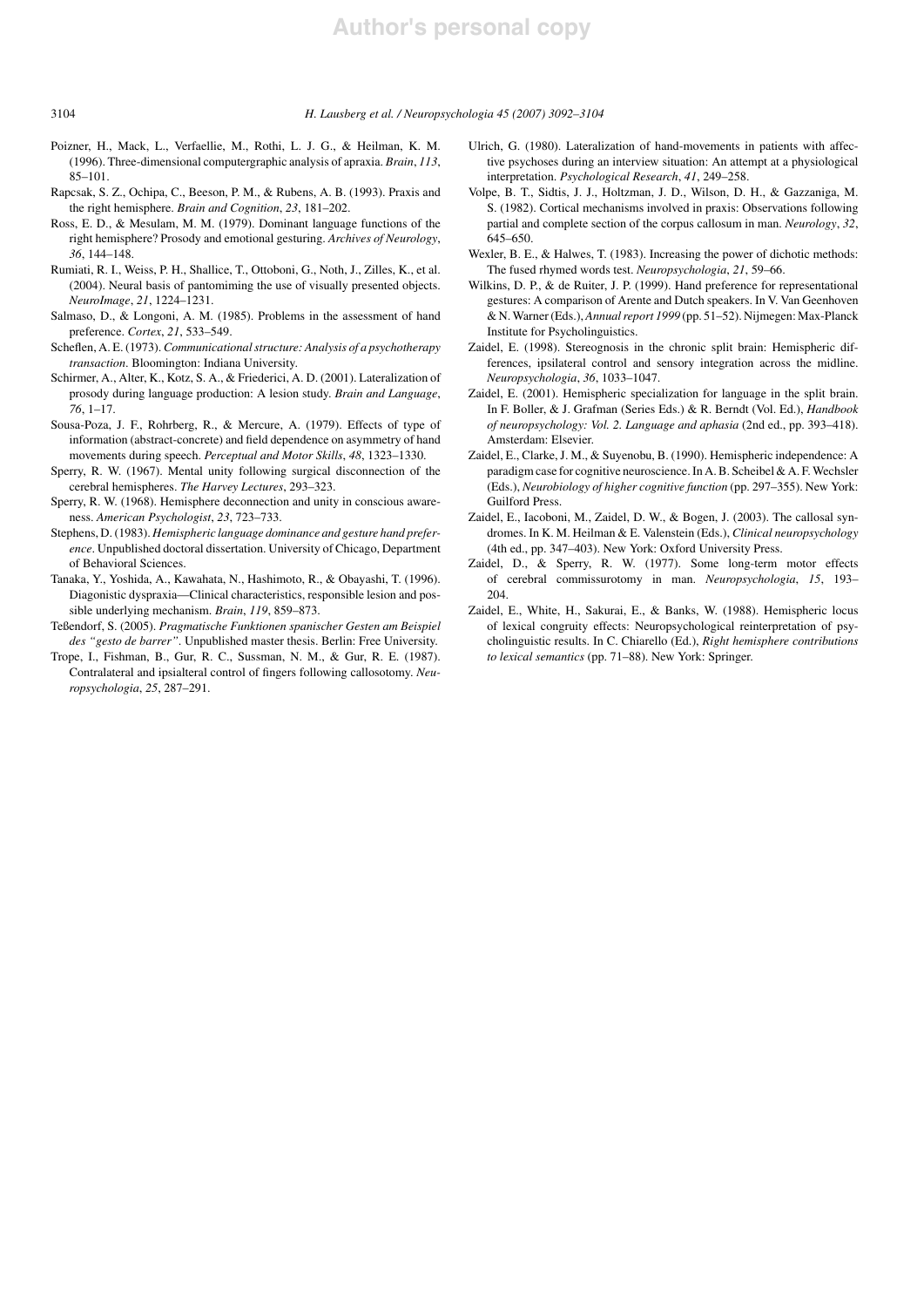Poizner, H., Mack, L., Verfaellie, M., Rothi, L. J. G., & Heilman, K. M. (1996). Three-dimensional computergraphic analysis of apraxia. *Brain*, *113*, 85–101.

Rapcsak, S. Z., Ochipa, C., Beeson, P. M., & Rubens, A. B. (1993). Praxis and the right hemisphere. *Brain and Cognition*, *23*, 181–202.

Ross, E. D., & Mesulam, M. M. (1979). Dominant language functions of the right hemisphere? Prosody and emotional gesturing. *Archives of Neurology*, *36*, 144–148.

Rumiati, R. I., Weiss, P. H., Shallice, T., Ottoboni, G., Noth, J., Zilles, K., et al. (2004). Neural basis of pantomiming the use of visually presented objects. *NeuroImage*, *21*, 1224–1231.

Salmaso, D., & Longoni, A. M. (1985). Problems in the assessment of hand preference. *Cortex*, *21*, 533–549.

Scheflen, A. E. (1973). *Communicational structure: Analysis of a psychotherapy transaction*. Bloomington: Indiana University.

Schirmer, A., Alter, K., Kotz, S. A., & Friederici, A. D. (2001). Lateralization of prosody during language production: A lesion study. *Brain and Language*, *76*, 1–17.

Sousa-Poza, J. F., Rohrberg, R., & Mercure, A. (1979). Effects of type of information (abstract-concrete) and field dependence on asymmetry of hand movements during speech. *Perceptual and Motor Skills*, *48*, 1323–1330.

Sperry, R. W. (1967). Mental unity following surgical disconnection of the cerebral hemispheres. *The Harvey Lectures*, 293–323.

Sperry, R. W. (1968). Hemisphere deconnection and unity in conscious awareness. *American Psychologist*, *23*, 723–733.

Stephens, D. (1983). *Hemispheric language dominance and gesture hand preference*. Unpublished doctoral dissertation. University of Chicago, Department of Behavioral Sciences.

Tanaka, Y., Yoshida, A., Kawahata, N., Hashimoto, R., & Obayashi, T. (1996). Diagonistic dyspraxia—Clinical characteristics, responsible lesion and possible underlying mechanism. *Brain*, *119*, 859–873.

Teßendorf, S. (2005). *Pragmatische Funktionen spanischer Gesten am Beispiel des "gesto de barrer"*. Unpublished master thesis. Berlin: Free University.

Trope, I., Fishman, B., Gur, R. C., Sussman, N. M., & Gur, R. E. (1987). Contralateral and ipsialteral control of fingers following callosotomy. *Neuropsychologia*, *25*, 287–291.

Ulrich, G. (1980). Lateralization of hand-movements in patients with affective psychoses during an interview situation: An attempt at a physiological interpretation. *Psychological Research*, *41*, 249–258.

Volpe, B. T., Sidtis, J. J., Holtzman, J. D., Wilson, D. H., & Gazzaniga, M. S. (1982). Cortical mechanisms involved in praxis: Observations following partial and complete section of the corpus callosum in man. *Neurology*, *32*, 645–650.

Wexler, B. E., & Halwes, T. (1983). Increasing the power of dichotic methods: The fused rhymed words test. *Neuropsychologia*, *21*, 59–66.

Wilkins, D. P., & de Ruiter, J. P. (1999). Hand preference for representational gestures: A comparison of Arente and Dutch speakers. In V. Van Geenhoven & N. Warner (Eds.), *Annual report 1999* (pp. 51–52). Nijmegen: Max-Planck Institute for Psycholinguistics.

Zaidel, E. (1998). Stereognosis in the chronic split brain: Hemispheric differences, ipsilateral control and sensory integration across the midline. *Neuropsychologia*, *36*, 1033–1047.

Zaidel, E. (2001). Hemispheric specialization for language in the split brain. In F. Boller, & J. Grafman (Series Eds.) & R. Berndt (Vol. Ed.), *Handbook of neuropsychology: Vol. 2. Language and aphasia* (2nd ed., pp. 393–418). Amsterdam: Elsevier.

Zaidel, E., Clarke, J. M., & Suyenobu, B. (1990). Hemispheric independence: A paradigm case for cognitive neuroscience. In A. B. Scheibel & A. F. Wechsler (Eds.), *Neurobiology of higher cognitive function* (pp. 297–355). New York: Guilford Press.

Zaidel, E., Iacoboni, M., Zaidel, D. W., & Bogen, J. (2003). The callosal syndromes. In K. M. Heilman & E. Valenstein (Eds.), *Clinical neuropsychology* (4th ed., pp. 347–403). New York: Oxford University Press.

Zaidel, D., & Sperry, R. W. (1977). Some long-term motor effects of cerebral commissurotomy in man. *Neuropsychologia*, *15*, 193–204.

Zaidel, E., White, H., Sakurai, E., & Banks, W. (1988). Hemispheric locus of lexical congruity effects: Neuropsychological reinterpretation of psycholinguistic results. In C. Chiarello (Ed.), *Right hemisphere contributions to lexical semantics* (pp. 71–88). New York: Springer.